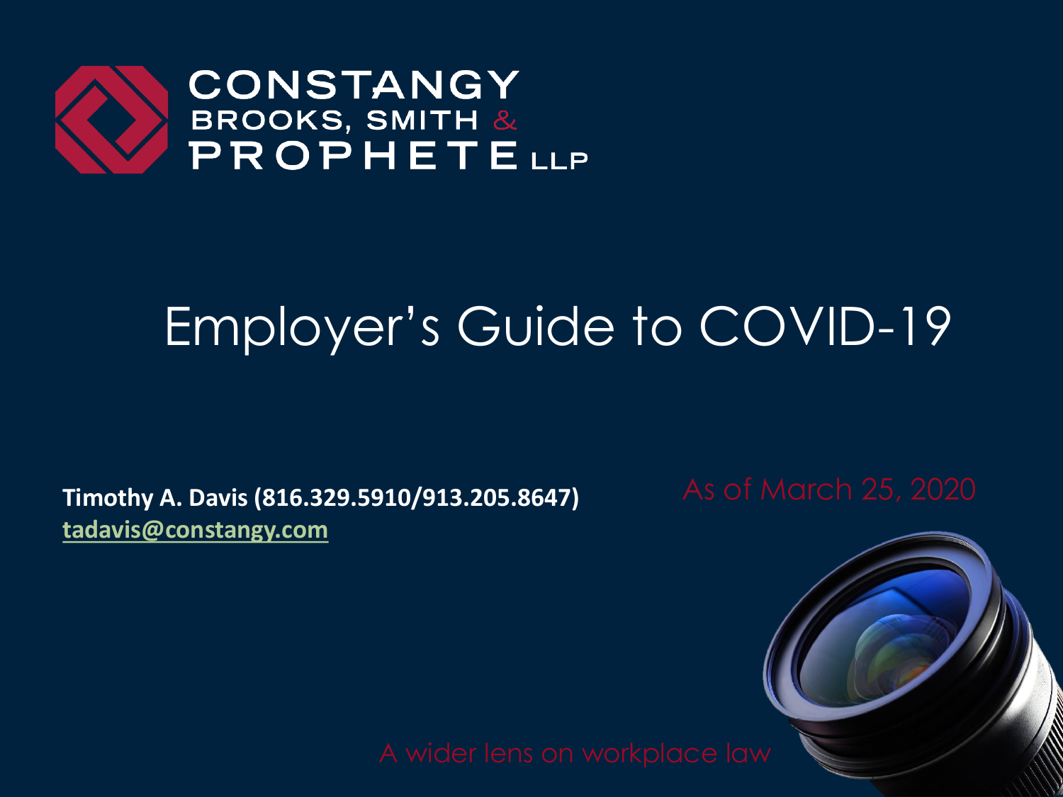CONSTANGY BROOKS, SMITH & PROPHETE LLP

# Employer's Guide to COVID-19

**Timothy A. Davis (816.329.5910/913.205.8647)**
**tadavis@constangy.com**

As of March 25, 2020

A wider lens on workplace law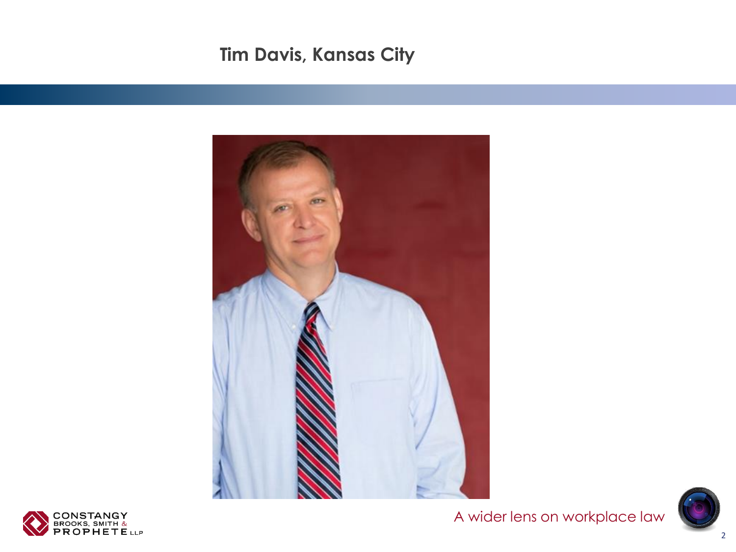# Tim Davis, Kansas City

A wider lens on workplace law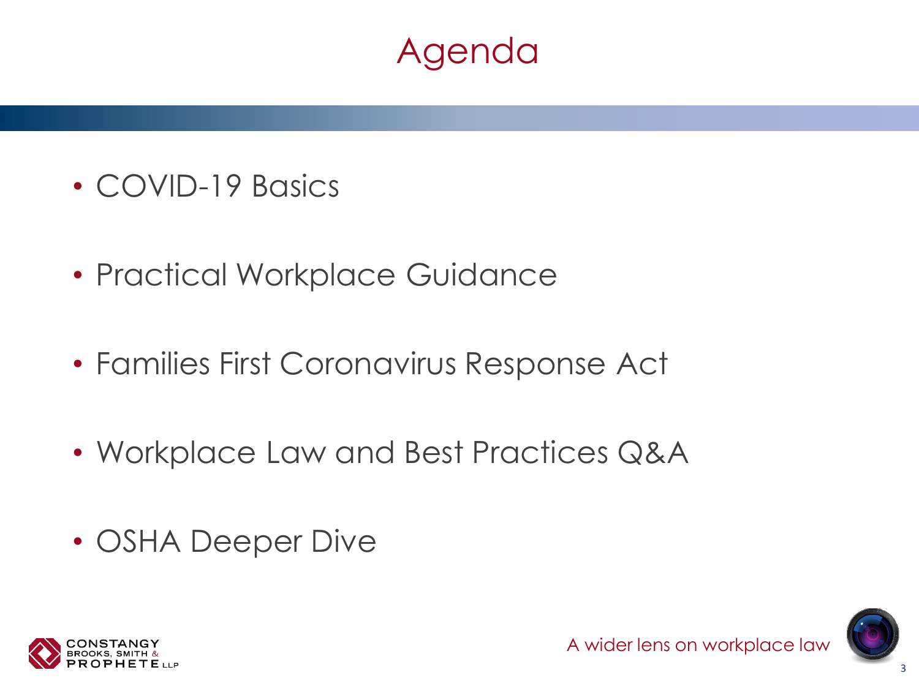# Agenda

- COVID-19 Basics
- Practical Workplace Guidance
- Families First Coronavirus Response Act
- Workplace Law and Best Practices Q&A
- OSHA Deeper Dive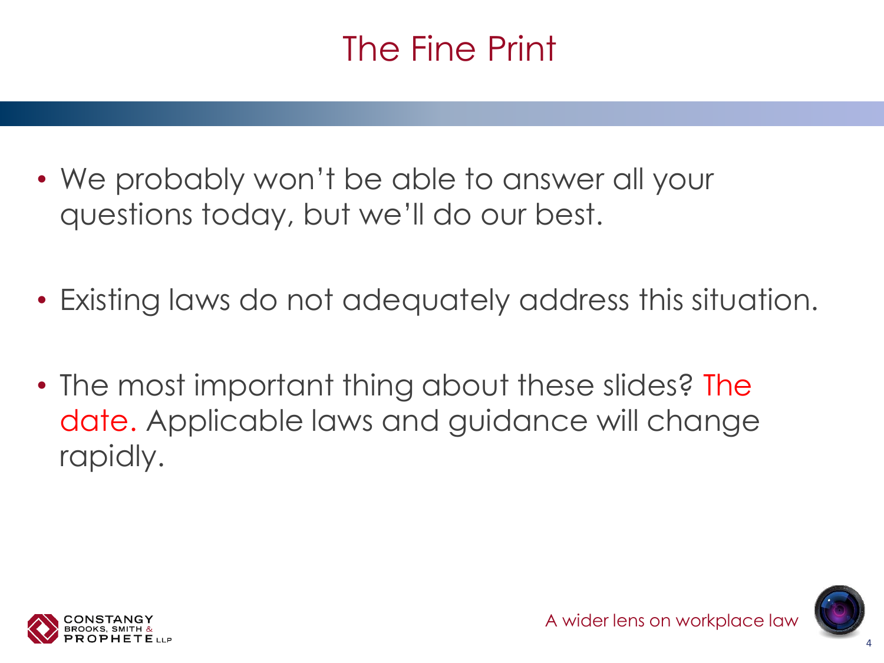# The Fine Print

- We probably won't be able to answer all your questions today, but we'll do our best.
- Existing laws do not adequately address this situation.
- The most important thing about these slides? The date. Applicable laws and guidance will change rapidly.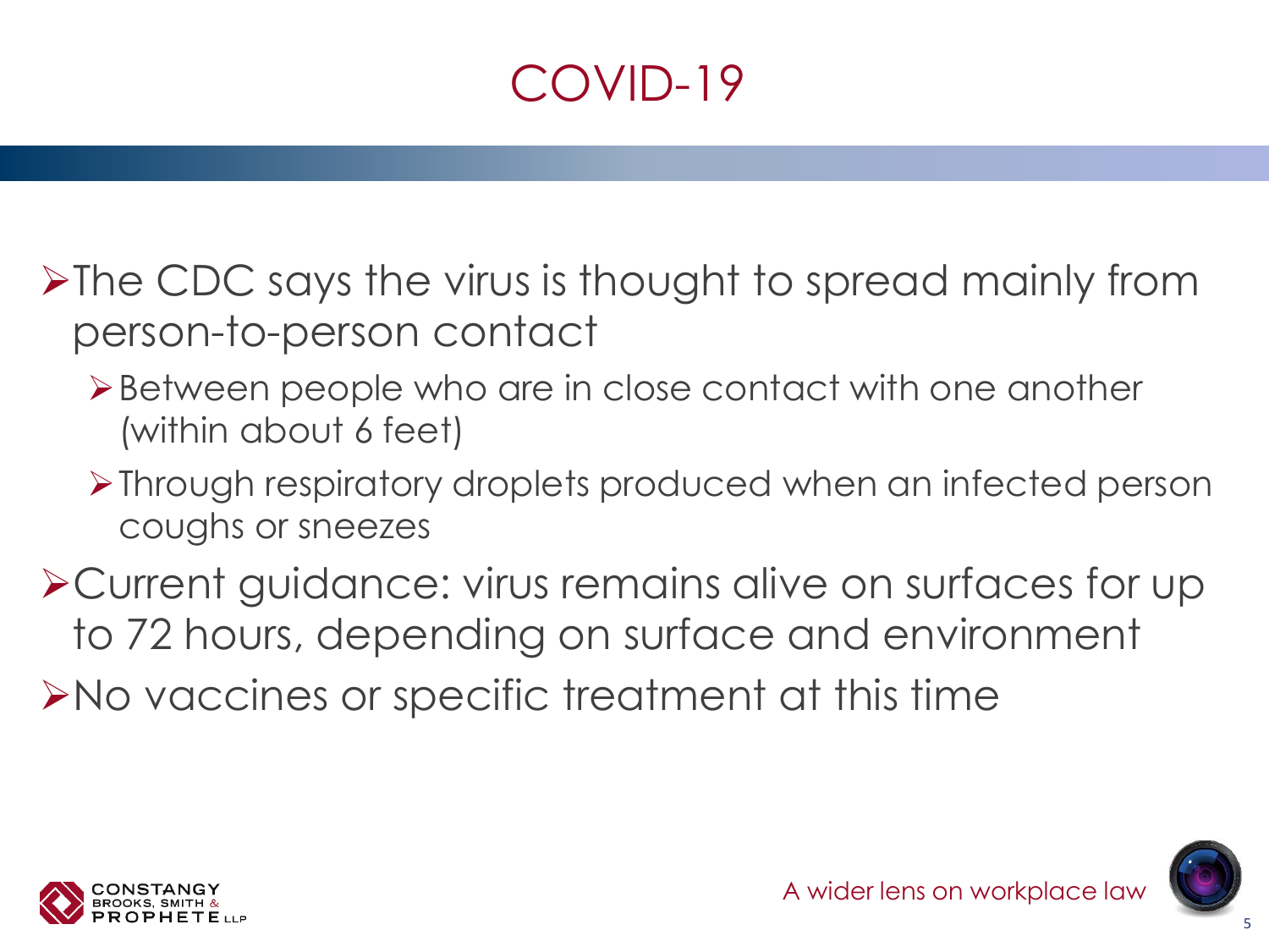# COVID-19

- The CDC says the virus is thought to spread mainly from person-to-person contact
  - Between people who are in close contact with one another (within about 6 feet)
  - Through respiratory droplets produced when an infected person coughs or sneezes
- Current guidance: virus remains alive on surfaces for up to 72 hours, depending on surface and environment
- No vaccines or specific treatment at this time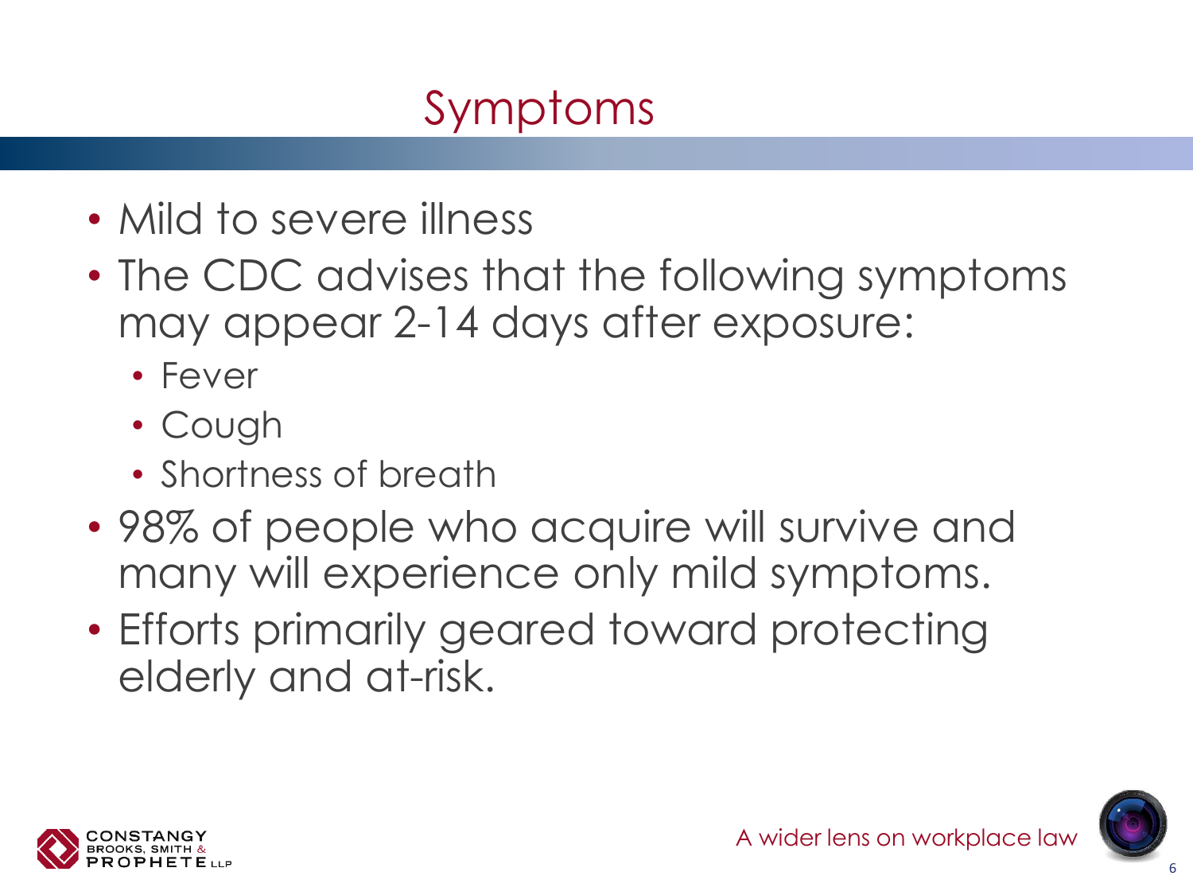# Symptoms

- Mild to severe illness
- The CDC advises that the following symptoms may appear 2-14 days after exposure:
  - Fever
  - Cough
  - Shortness of breath
- 98% of people who acquire will survive and many will experience only mild symptoms.
- Efforts primarily geared toward protecting elderly and at-risk.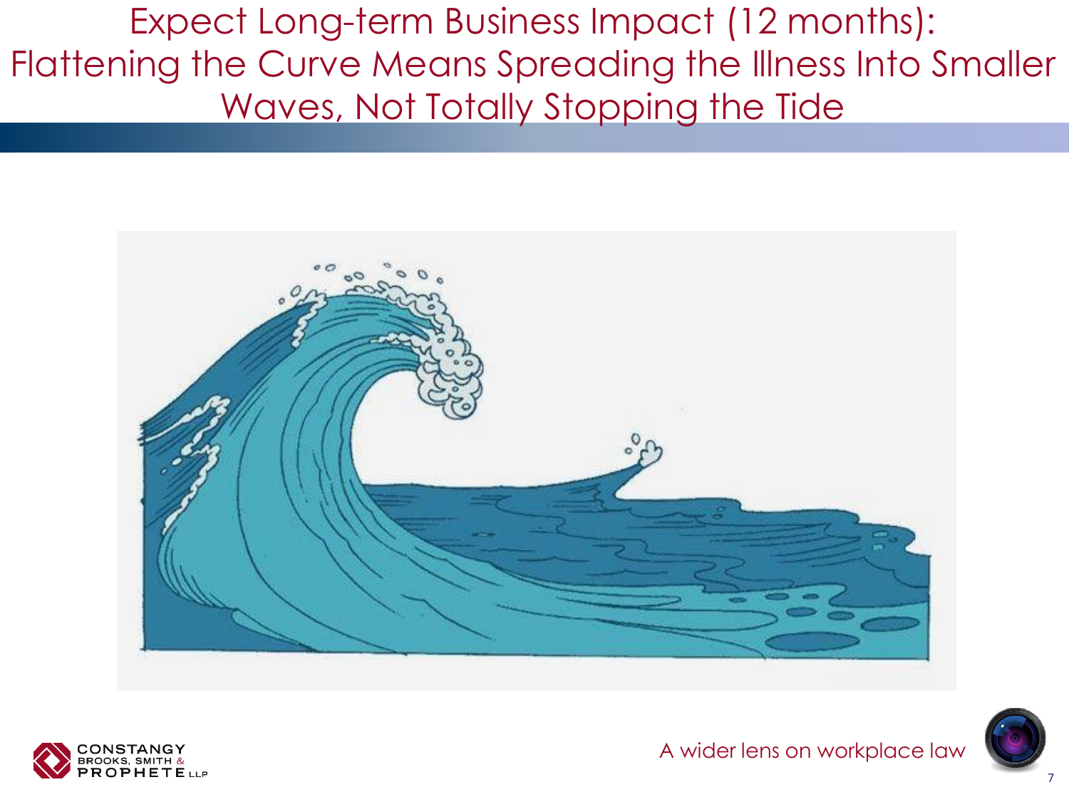# Expect Long-term Business Impact (12 months): Flattening the Curve Means Spreading the Illness Into Smaller Waves, Not Totally Stopping the Tide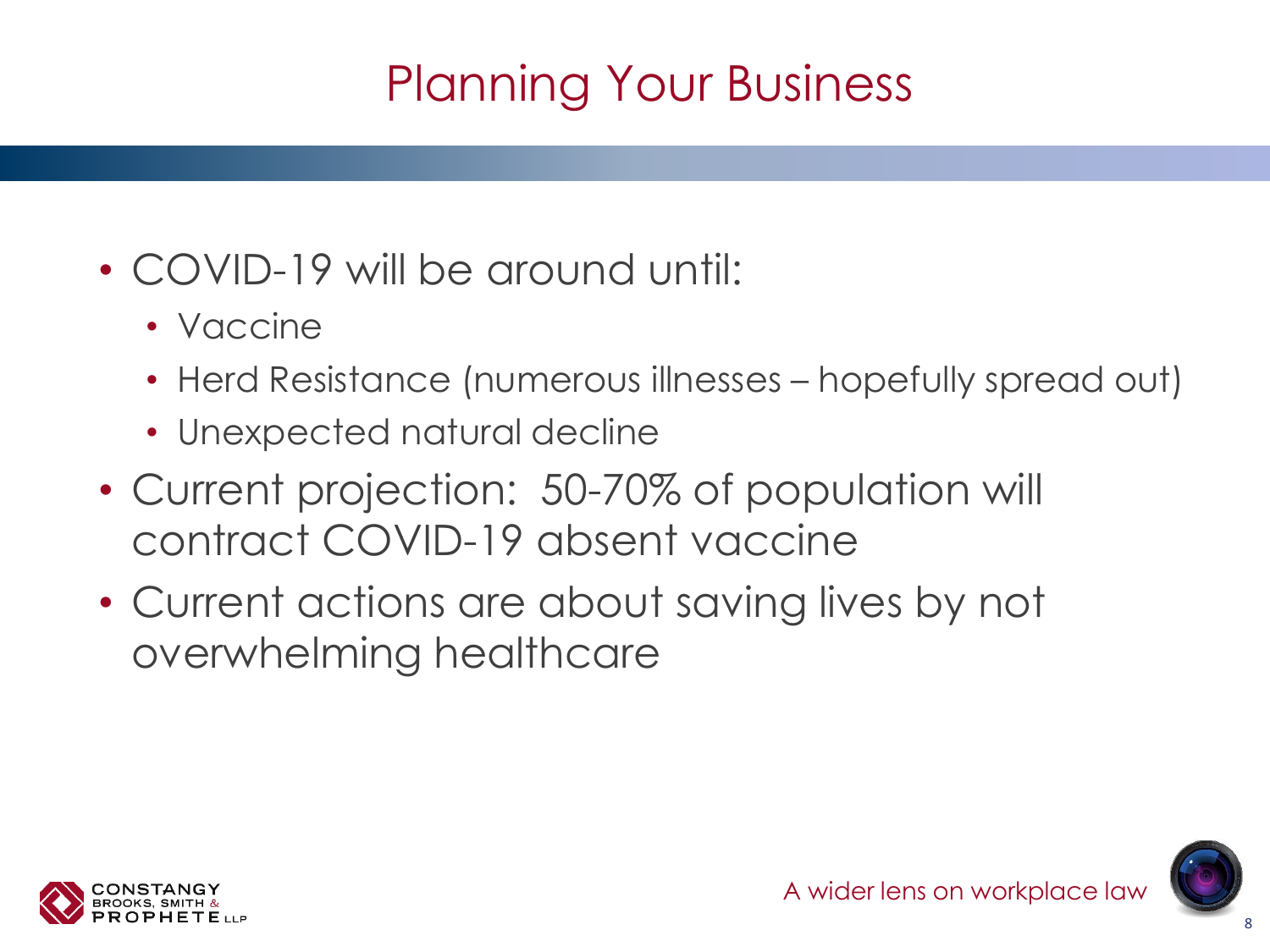# Planning Your Business

- COVID-19 will be around until:
  - Vaccine
  - Herd Resistance (numerous illnesses – hopefully spread out)
  - Unexpected natural decline
- Current projection: 50-70% of population will contract COVID-19 absent vaccine
- Current actions are about saving lives by not overwhelming healthcare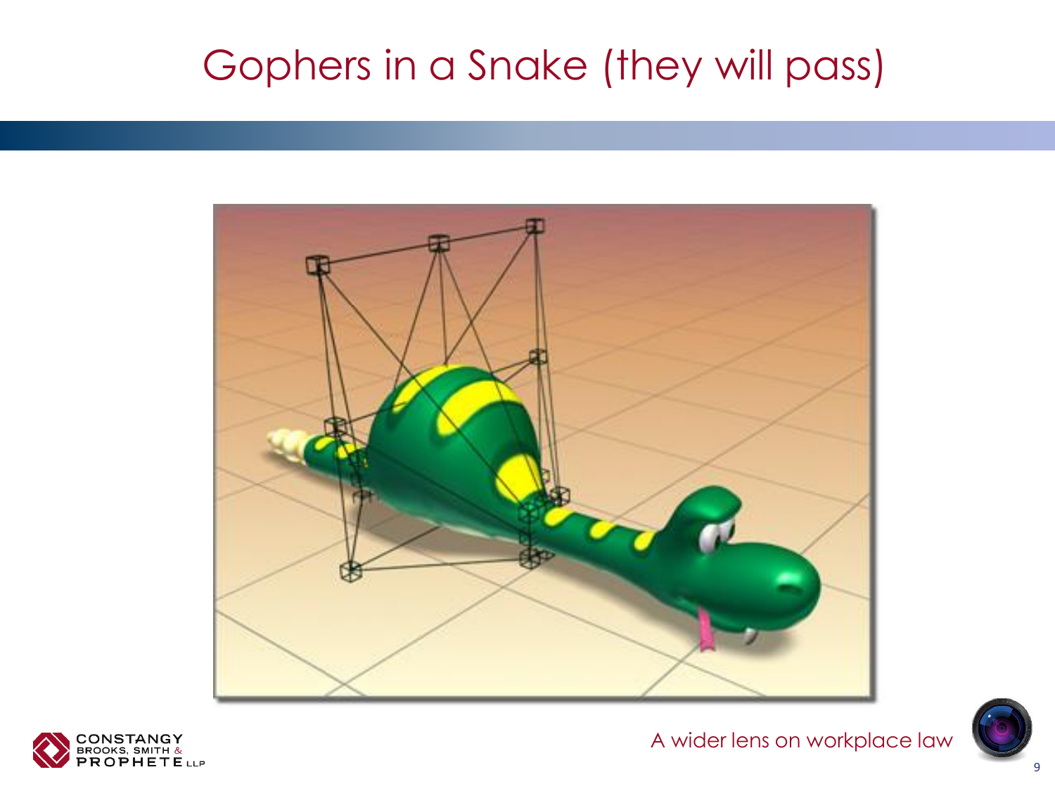# Gophers in a Snake (they will pass)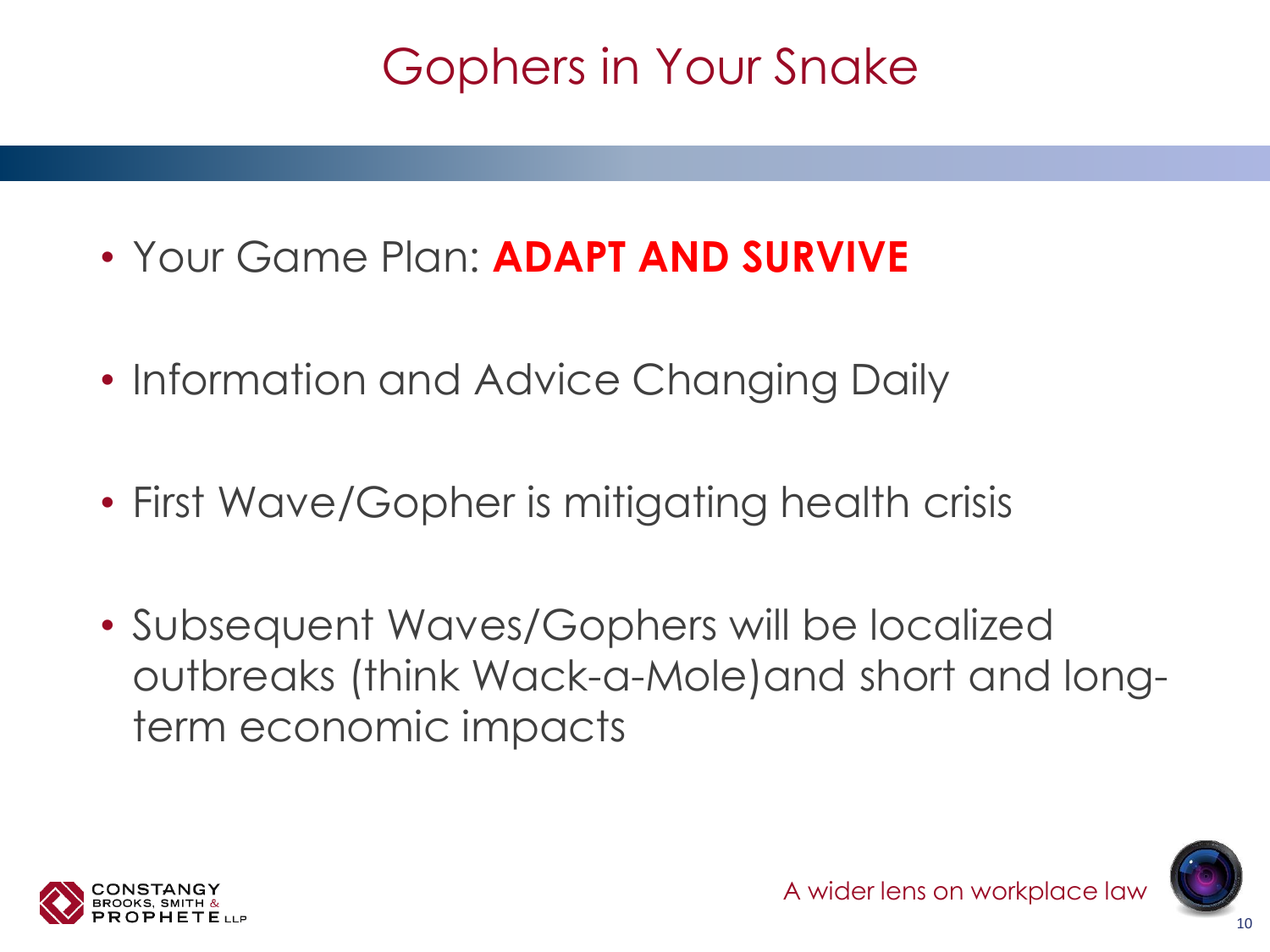# Gophers in Your Snake

- Your Game Plan: **ADAPT AND SURVIVE**
- Information and Advice Changing Daily
- First Wave/Gopher is mitigating health crisis
- Subsequent Waves/Gophers will be localized outbreaks (think Wack-a-Mole)and short and long-term economic impacts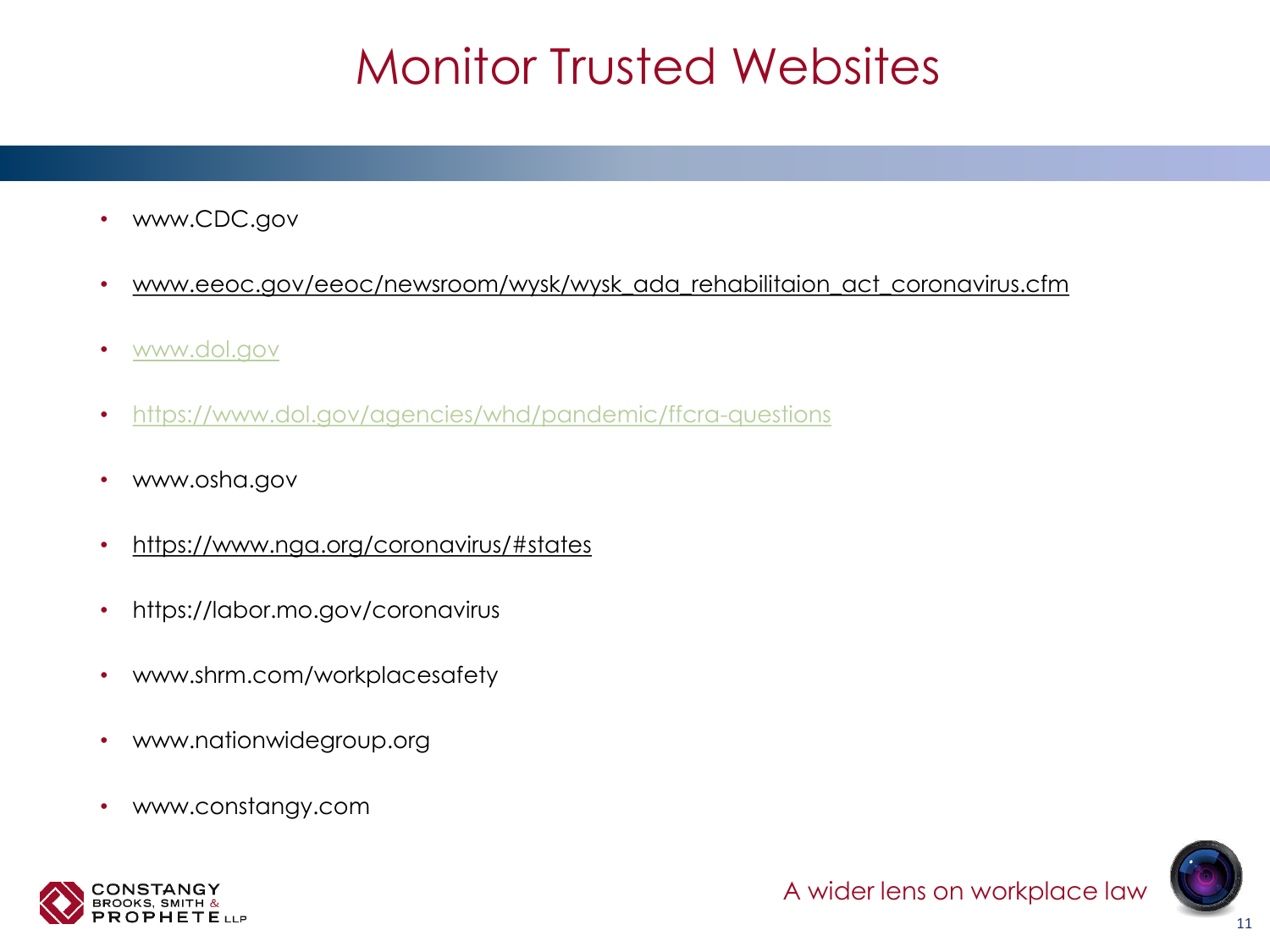# Monitor Trusted Websites

- www.CDC.gov
- www.eeoc.gov/eeoc/newsroom/wysk/wysk_ada_rehabilitaion_act_coronavirus.cfm
- www.dol.gov
- https://www.dol.gov/agencies/whd/pandemic/ffcra-questions
- www.osha.gov
- https://www.nga.org/coronavirus/#states
- https://labor.mo.gov/coronavirus
- www.shrm.com/workplacesafety
- www.nationwidegroup.org
- www.constangy.com

A wider lens on workplace law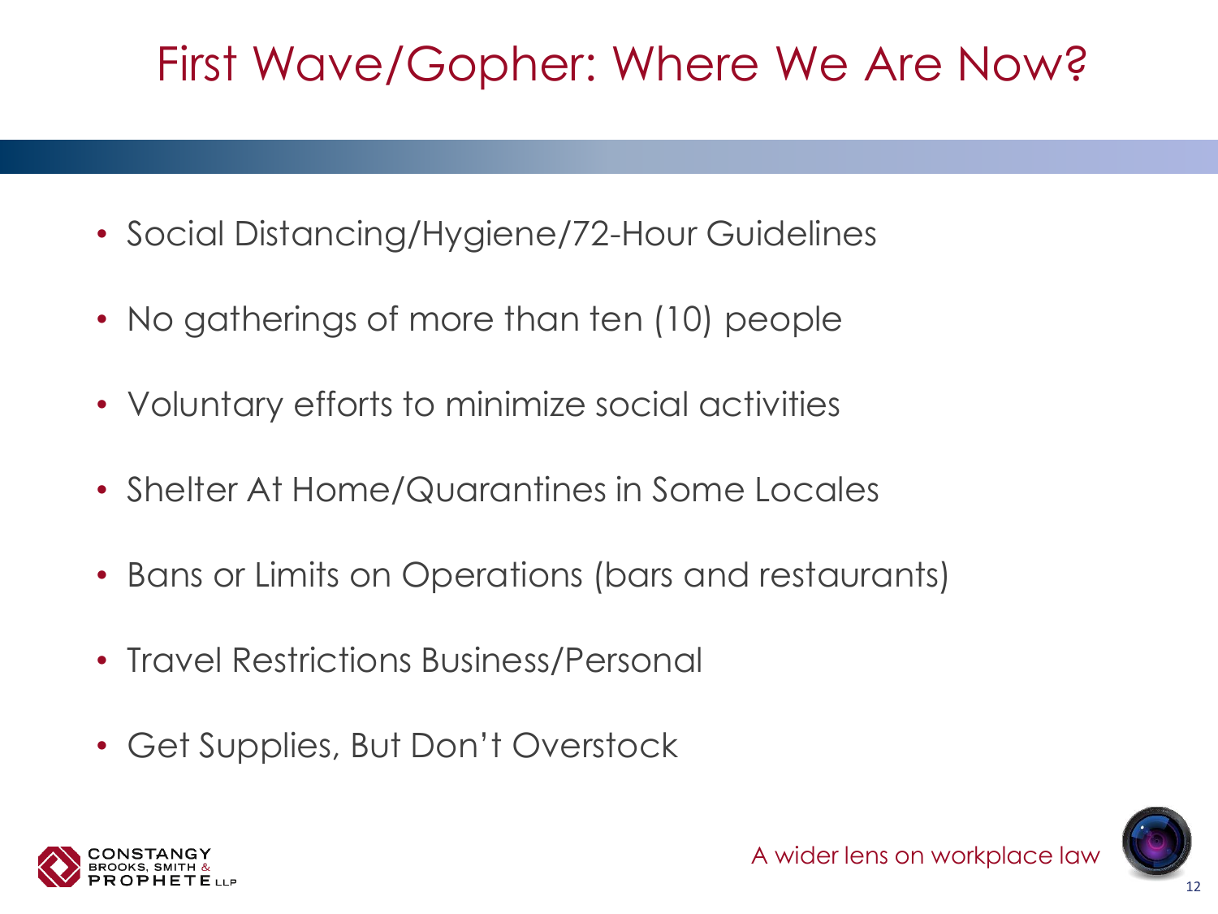# First Wave/Gopher: Where We Are Now?

- Social Distancing/Hygiene/72-Hour Guidelines
- No gatherings of more than ten (10) people
- Voluntary efforts to minimize social activities
- Shelter At Home/Quarantines in Some Locales
- Bans or Limits on Operations (bars and restaurants)
- Travel Restrictions Business/Personal
- Get Supplies, But Don't Overstock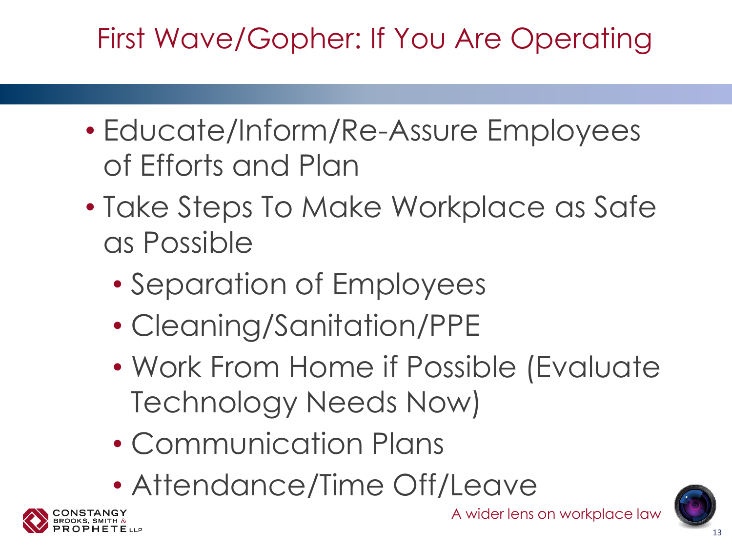# First Wave/Gopher: If You Are Operating

- Educate/Inform/Re-Assure Employees of Efforts and Plan
- Take Steps To Make Workplace as Safe as Possible
  - Separation of Employees
  - Cleaning/Sanitation/PPE
  - Work From Home if Possible (Evaluate Technology Needs Now)
  - Communication Plans
  - Attendance/Time Off/Leave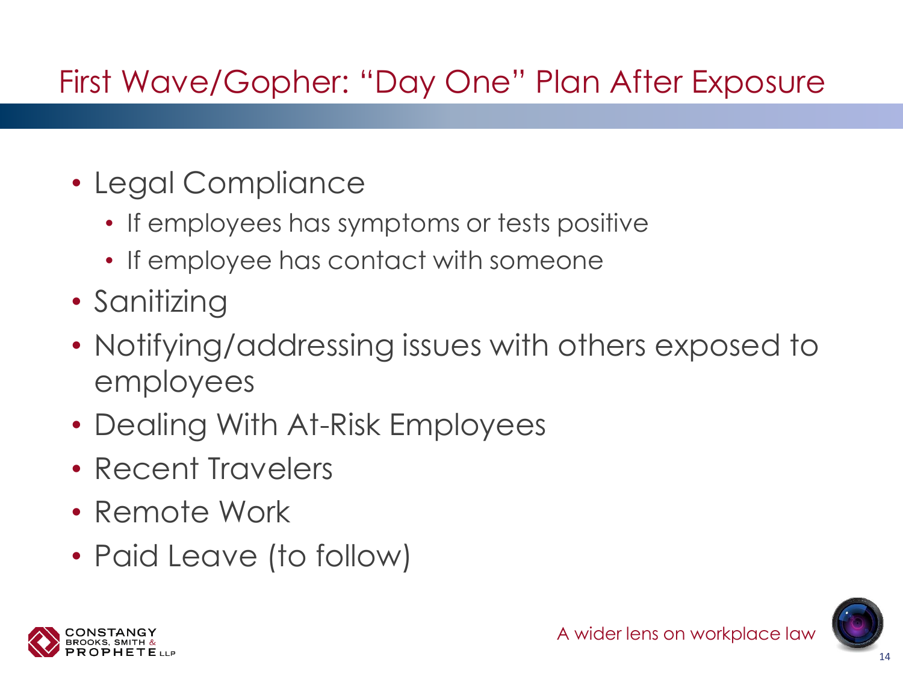# First Wave/Gopher: "Day One" Plan After Exposure

- Legal Compliance
  - If employees has symptoms or tests positive
  - If employee has contact with someone
- Sanitizing
- Notifying/addressing issues with others exposed to employees
- Dealing With At-Risk Employees
- Recent Travelers
- Remote Work
- Paid Leave (to follow)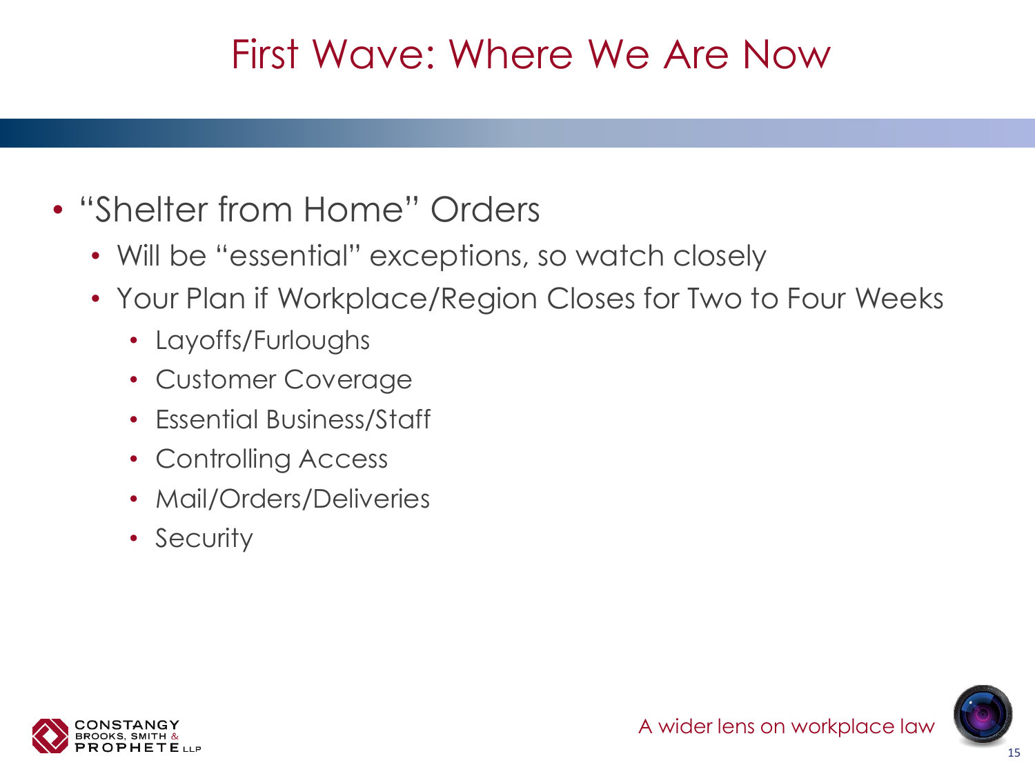# First Wave: Where We Are Now

- "Shelter from Home" Orders
  - Will be "essential" exceptions, so watch closely
  - Your Plan if Workplace/Region Closes for Two to Four Weeks
    - Layoffs/Furloughs
    - Customer Coverage
    - Essential Business/Staff
    - Controlling Access
    - Mail/Orders/Deliveries
    - Security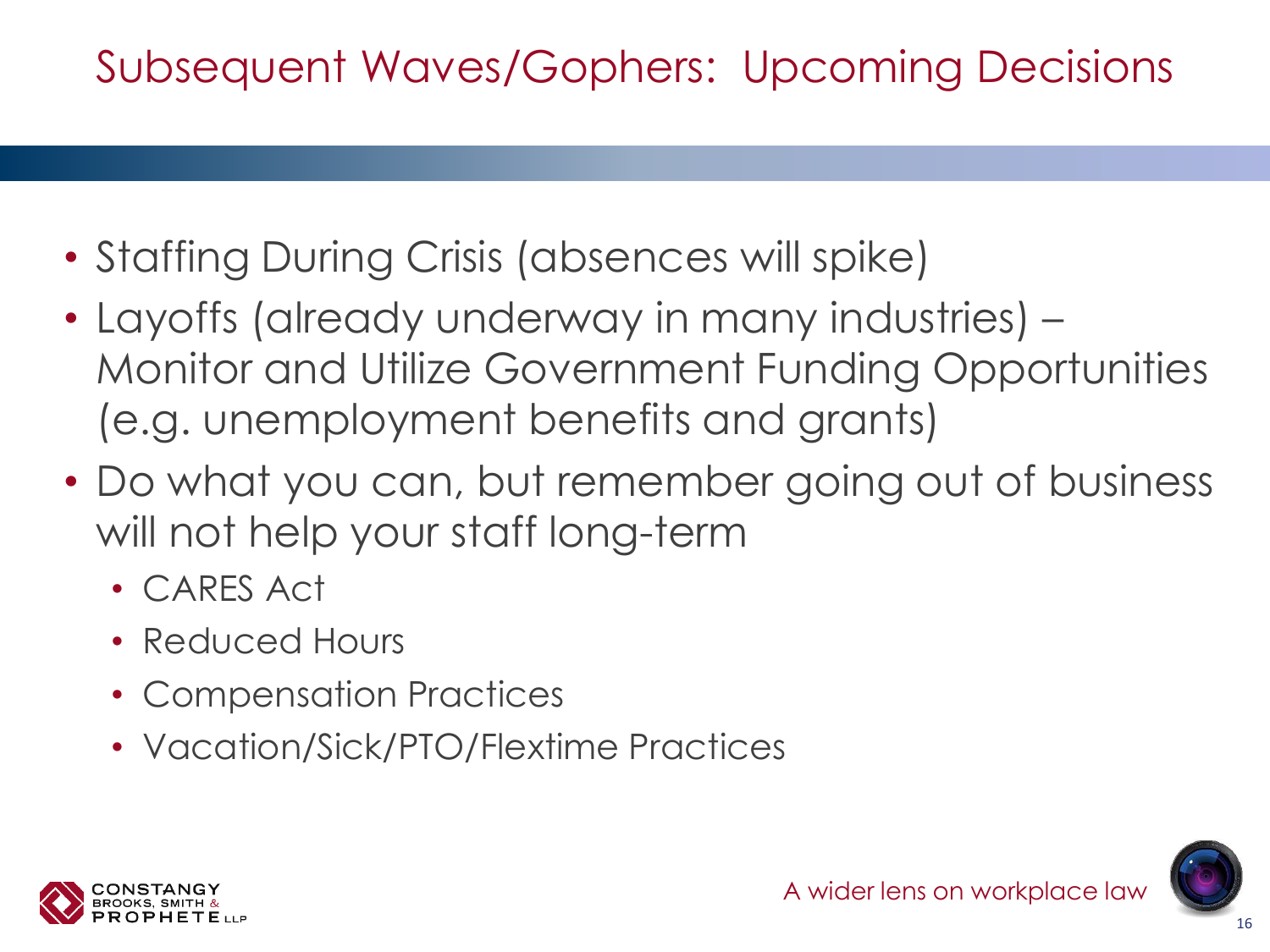# Subsequent Waves/Gophers: Upcoming Decisions

- Staffing During Crisis (absences will spike)
- Layoffs (already underway in many industries) – Monitor and Utilize Government Funding Opportunities (e.g. unemployment benefits and grants)
- Do what you can, but remember going out of business will not help your staff long-term
  - CARES Act
  - Reduced Hours
  - Compensation Practices
  - Vacation/Sick/PTO/Flextime Practices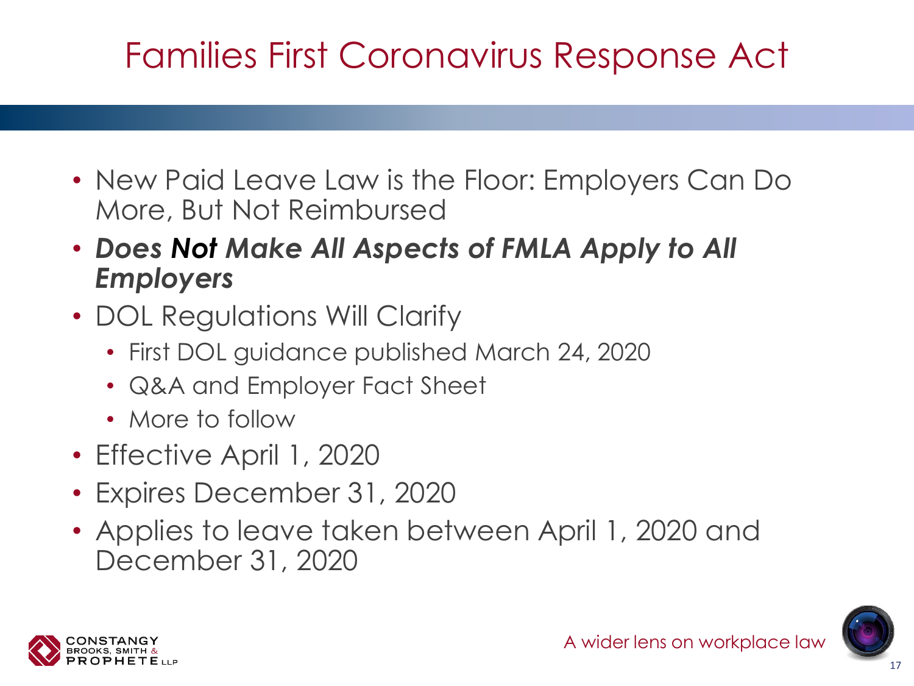# Families First Coronavirus Response Act

- New Paid Leave Law is the Floor: Employers Can Do More, But Not Reimbursed
- ***Does Not Make All Aspects of FMLA Apply to All Employers***
- DOL Regulations Will Clarify
  - First DOL guidance published March 24, 2020
  - Q&A and Employer Fact Sheet
  - More to follow
- Effective April 1, 2020
- Expires December 31, 2020
- Applies to leave taken between April 1, 2020 and December 31, 2020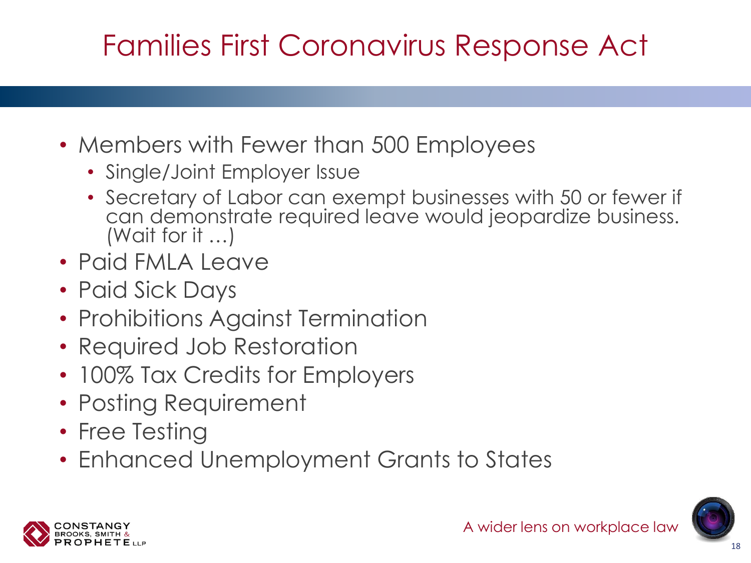# Families First Coronavirus Response Act

- Members with Fewer than 500 Employees
  - Single/Joint Employer Issue
  - Secretary of Labor can exempt businesses with 50 or fewer if can demonstrate required leave would jeopardize business. (Wait for it …)
- Paid FMLA Leave
- Paid Sick Days
- Prohibitions Against Termination
- Required Job Restoration
- 100% Tax Credits for Employers
- Posting Requirement
- Free Testing
- Enhanced Unemployment Grants to States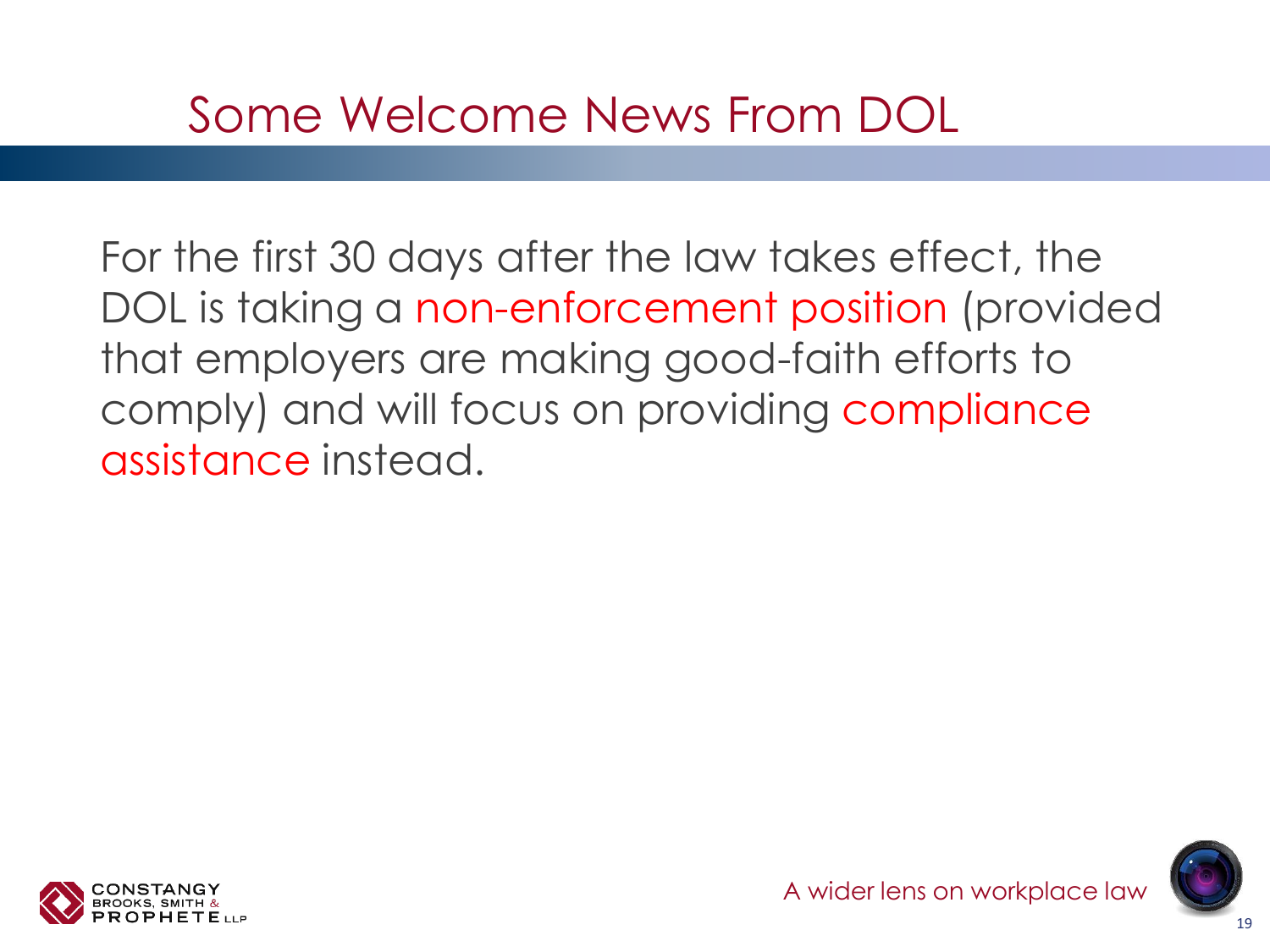# Some Welcome News From DOL

For the first 30 days after the law takes effect, the DOL is taking a non-enforcement position (provided that employers are making good-faith efforts to comply) and will focus on providing compliance assistance instead.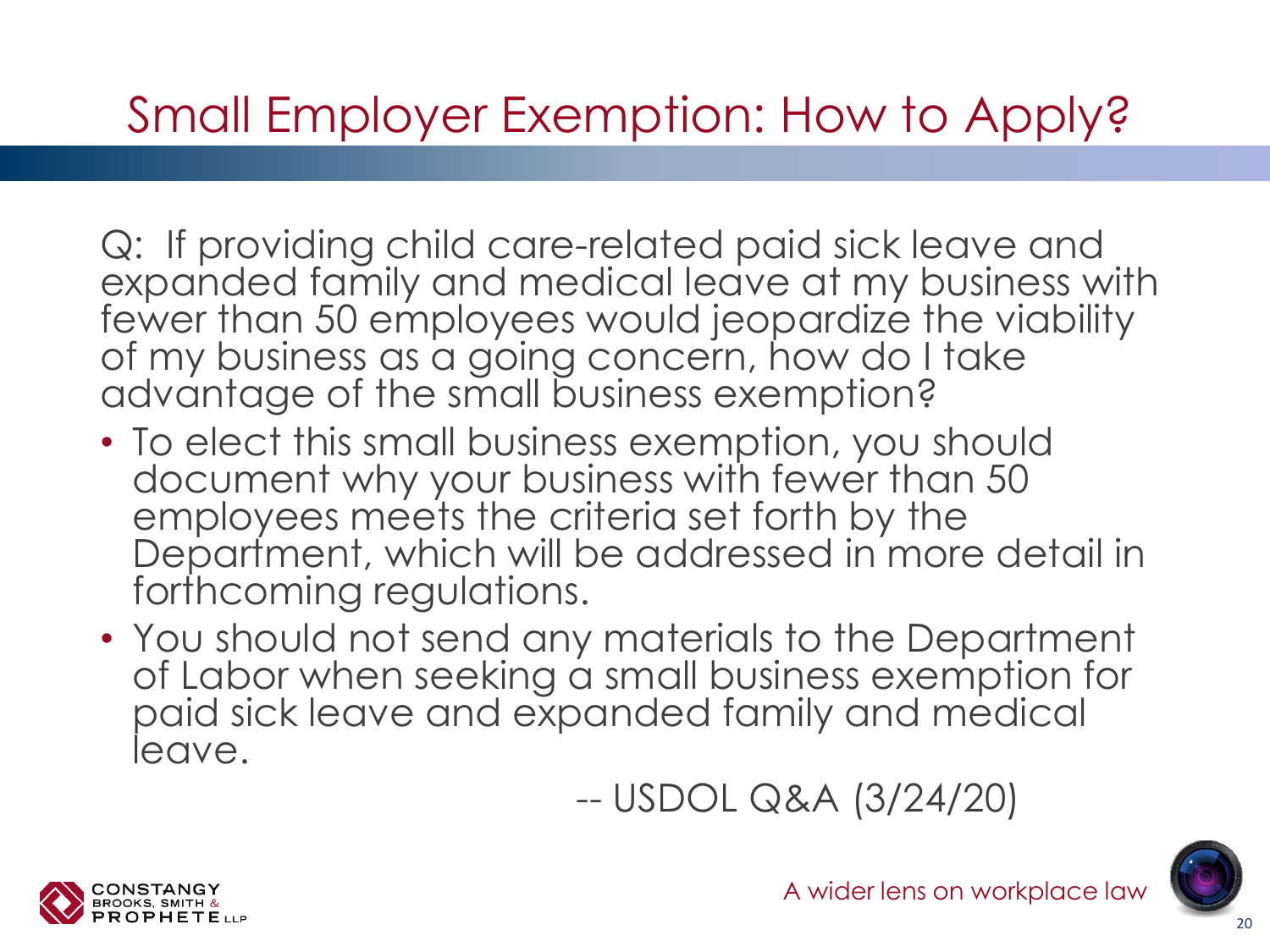# Small Employer Exemption: How to Apply?

Q: If providing child care-related paid sick leave and expanded family and medical leave at my business with fewer than 50 employees would jeopardize the viability of my business as a going concern, how do I take advantage of the small business exemption?

- To elect this small business exemption, you should document why your business with fewer than 50 employees meets the criteria set forth by the Department, which will be addressed in more detail in forthcoming regulations.
- You should not send any materials to the Department of Labor when seeking a small business exemption for paid sick leave and expanded family and medical leave.

-- USDOL Q&A (3/24/20)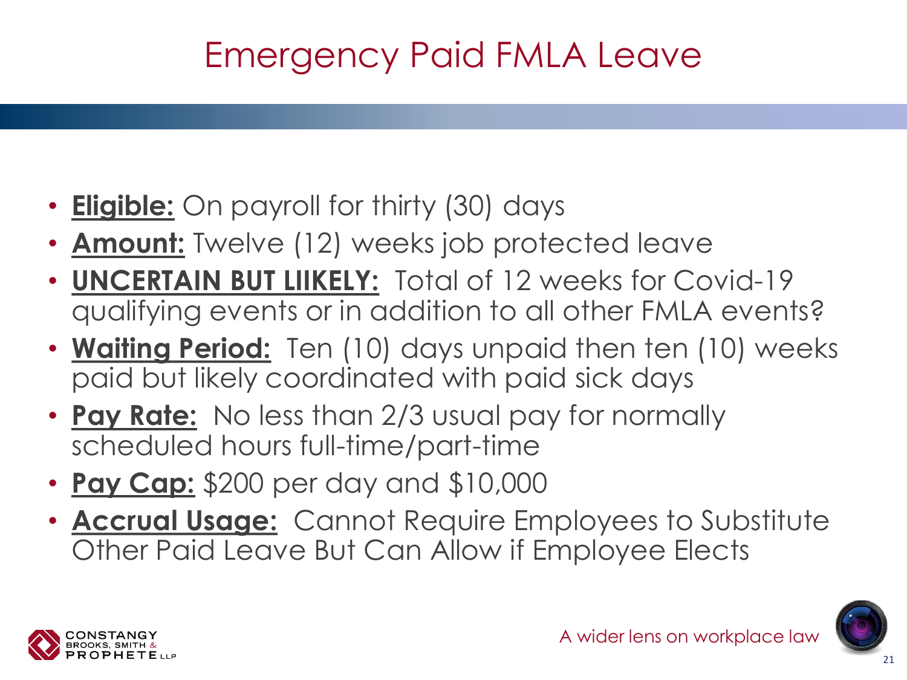# Emergency Paid FMLA Leave

- **Eligible:** On payroll for thirty (30) days
- **Amount:** Twelve (12) weeks job protected leave
- **UNCERTAIN BUT LIIKELY:** Total of 12 weeks for Covid-19 qualifying events or in addition to all other FMLA events?
- **Waiting Period:** Ten (10) days unpaid then ten (10) weeks paid but likely coordinated with paid sick days
- **Pay Rate:** No less than 2/3 usual pay for normally scheduled hours full-time/part-time
- **Pay Cap:** $200 per day and $10,000
- **Accrual Usage:** Cannot Require Employees to Substitute Other Paid Leave But Can Allow if Employee Elects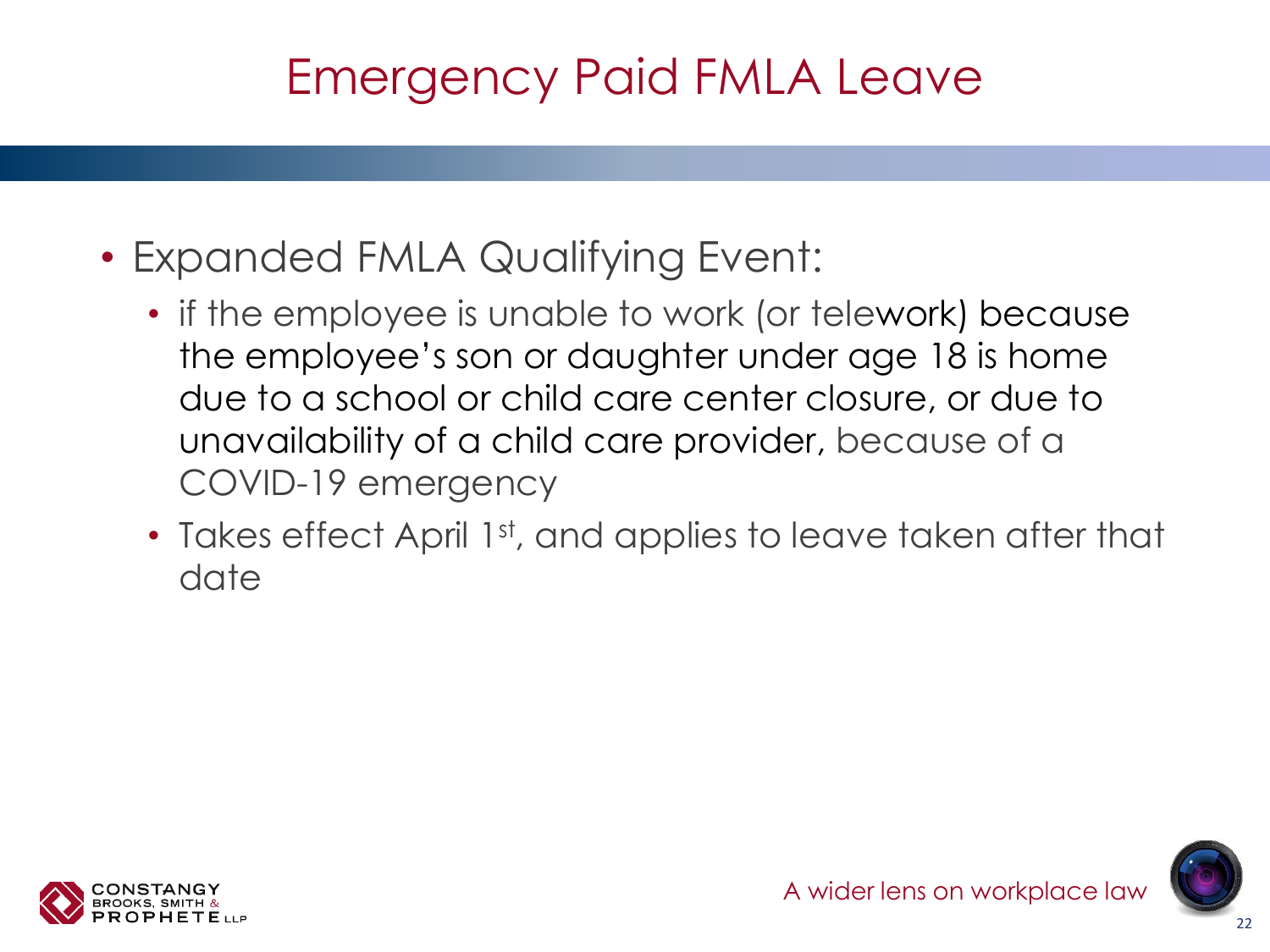# Emergency Paid FMLA Leave

- Expanded FMLA Qualifying Event:
  - if the employee is unable to work (or telework) because the employee's son or daughter under age 18 is home due to a school or child care center closure, or due to unavailability of a child care provider, because of a COVID-19 emergency
  - Takes effect April 1st, and applies to leave taken after that date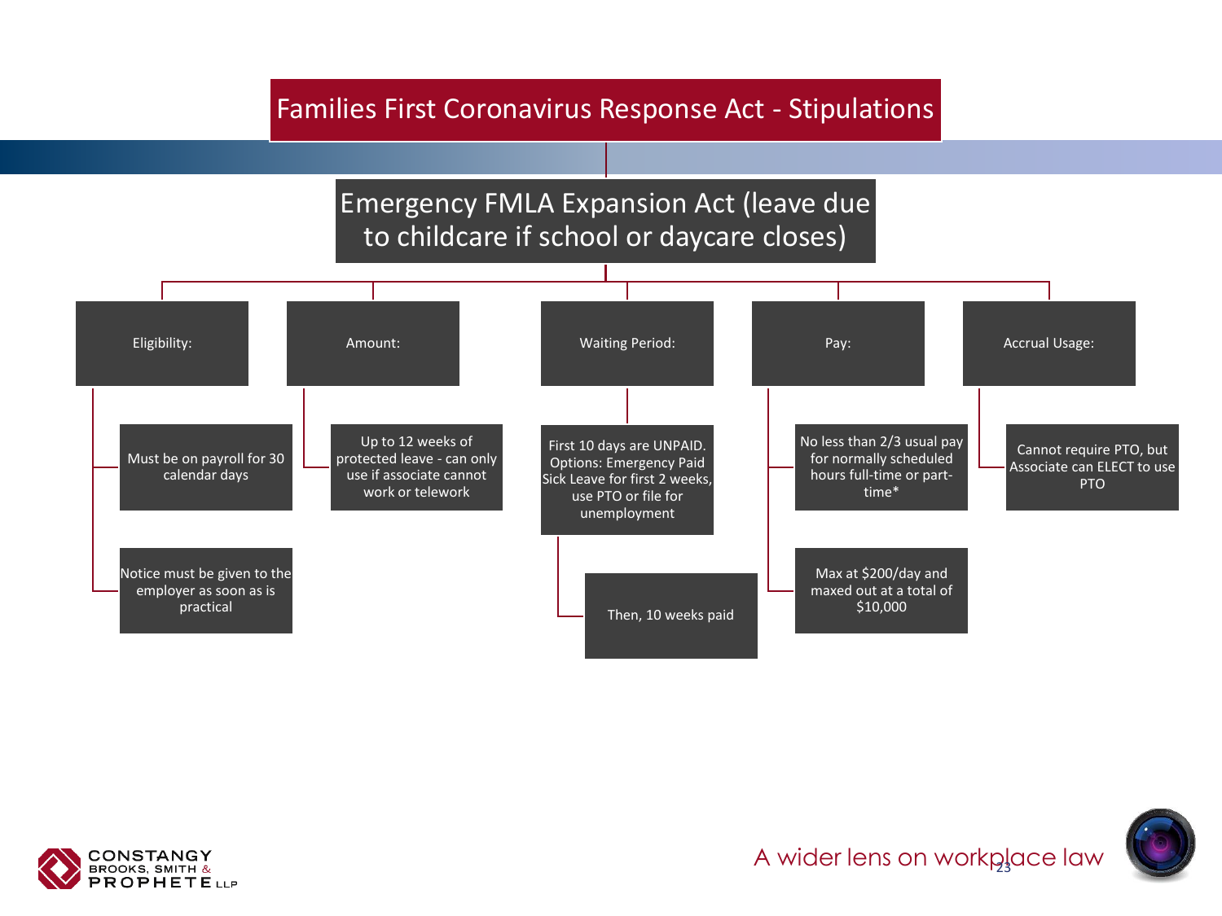# Families First Coronavirus Response Act - Stipulations

## Emergency FMLA Expansion Act (leave due to childcare if school or daycare closes)

**Eligibility:**
- Must be on payroll for 30 calendar days
- Notice must be given to the employer as soon as is practical

**Amount:**
- Up to 12 weeks of protected leave - can only use if associate cannot work or telework

**Waiting Period:**
- First 10 days are UNPAID. Options: Emergency Paid Sick Leave for first 2 weeks, use PTO or file for unemployment
  - Then, 10 weeks paid

**Pay:**
- No less than 2/3 usual pay for normally scheduled hours full-time or part-time*
- Max at $200/day and maxed out at a total of $10,000

**Accrual Usage:**
- Cannot require PTO, but Associate can ELECT to use PTO

A wider lens on workplace law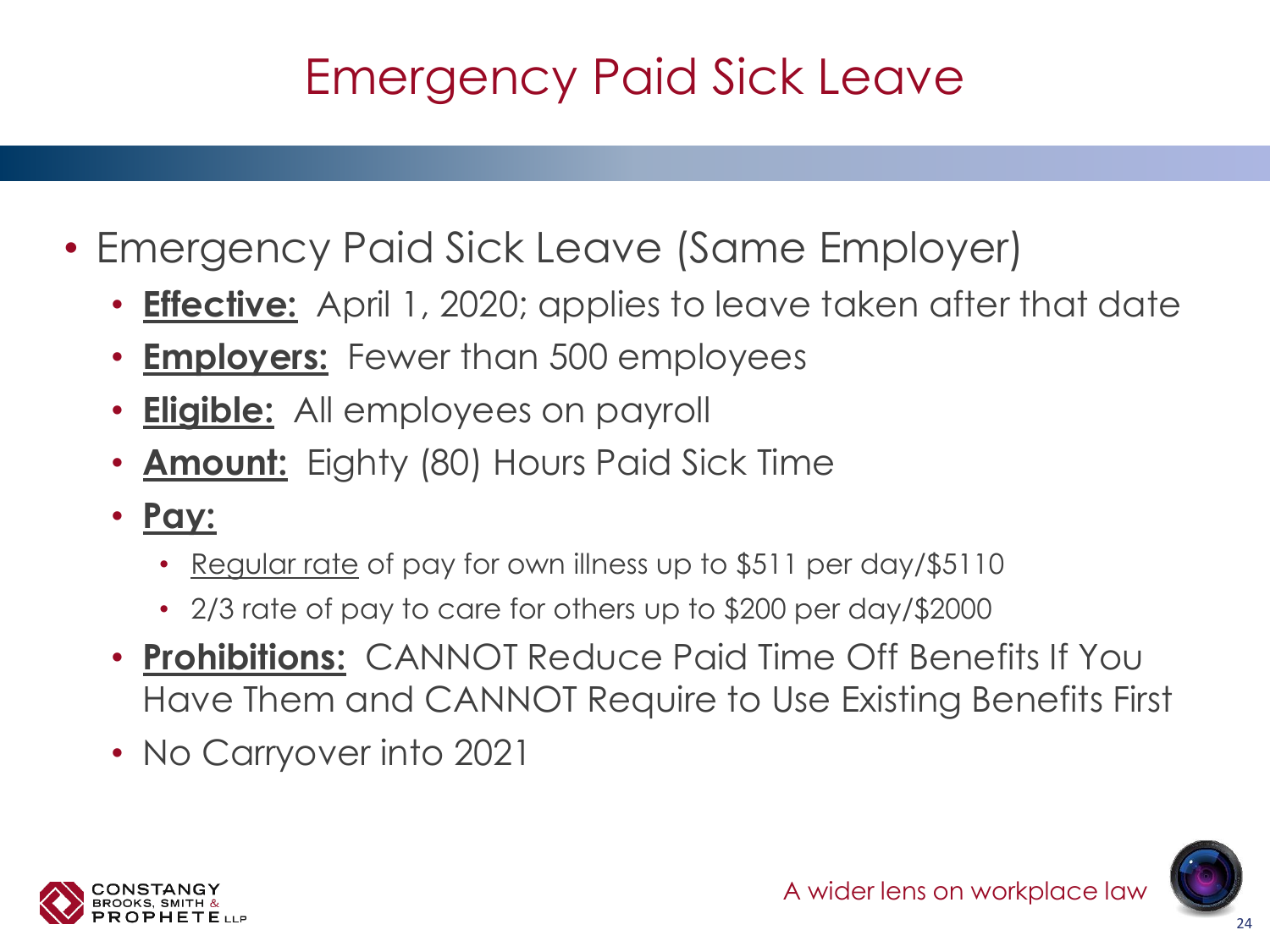# Emergency Paid Sick Leave

- Emergency Paid Sick Leave (Same Employer)
  - **Effective:** April 1, 2020; applies to leave taken after that date
  - **Employers:** Fewer than 500 employees
  - **Eligible:** All employees on payroll
  - **Amount:** Eighty (80) Hours Paid Sick Time
  - **Pay:**
    - Regular rate of pay for own illness up to $511 per day/$5110
    - 2/3 rate of pay to care for others up to $200 per day/$2000
  - **Prohibitions:** CANNOT Reduce Paid Time Off Benefits If You Have Them and CANNOT Require to Use Existing Benefits First
  - No Carryover into 2021

A wider lens on workplace law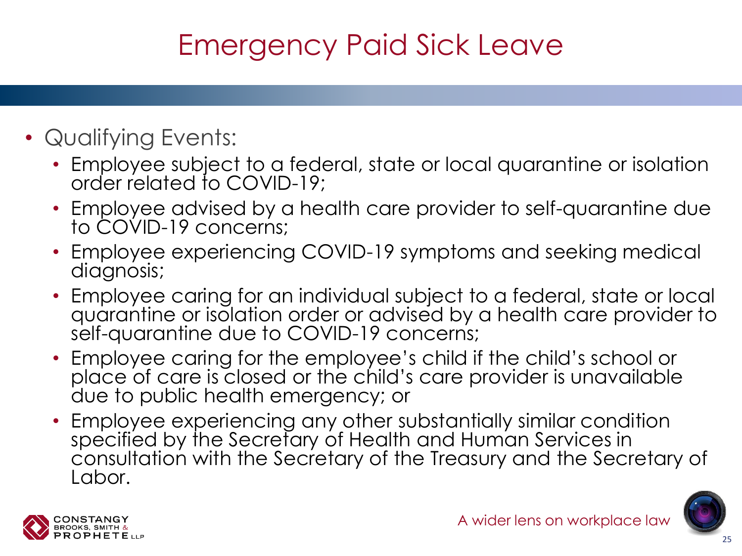# Emergency Paid Sick Leave

- Qualifying Events:
  - Employee subject to a federal, state or local quarantine or isolation order related to COVID-19;
  - Employee advised by a health care provider to self-quarantine due to COVID-19 concerns;
  - Employee experiencing COVID-19 symptoms and seeking medical diagnosis;
  - Employee caring for an individual subject to a federal, state or local quarantine or isolation order or advised by a health care provider to self-quarantine due to COVID-19 concerns;
  - Employee caring for the employee's child if the child's school or place of care is closed or the child's care provider is unavailable due to public health emergency; or
  - Employee experiencing any other substantially similar condition specified by the Secretary of Health and Human Services in consultation with the Secretary of the Treasury and the Secretary of Labor.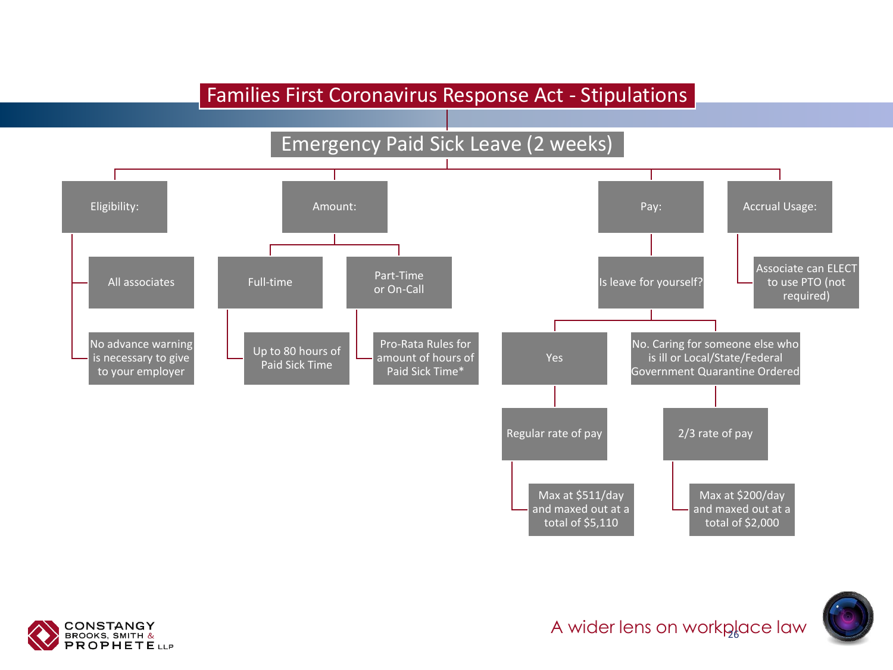# Families First Coronavirus Response Act - Stipulations

## Emergency Paid Sick Leave (2 weeks)

- **Eligibility:**
  - All associates
  - No advance warning is necessary to give to your employer
- **Amount:**
  - Full-time
    - Up to 80 hours of Paid Sick Time
  - Part-Time or On-Call
    - Pro-Rata Rules for amount of hours of Paid Sick Time*
- **Pay:**
  - Is leave for yourself?
    - Yes
      - Regular rate of pay
        - Max at $511/day and maxed out at a total of $5,110
    - No. Caring for someone else who is ill or Local/State/Federal Government Quarantine Ordered
      - 2/3 rate of pay
        - Max at $200/day and maxed out at a total of $2,000
- **Accrual Usage:**
  - Associate can ELECT to use PTO (not required)

A wider lens on workplace law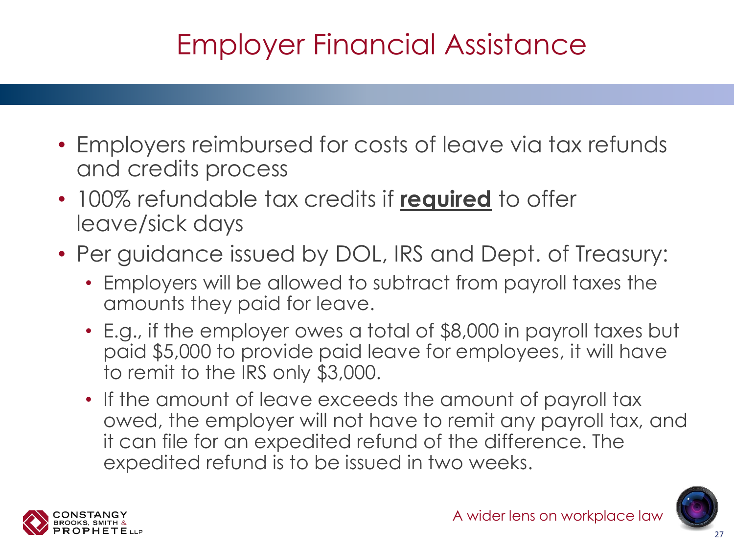# Employer Financial Assistance

- Employers reimbursed for costs of leave via tax refunds and credits process
- 100% refundable tax credits if **required** to offer leave/sick days
- Per guidance issued by DOL, IRS and Dept. of Treasury:
  - Employers will be allowed to subtract from payroll taxes the amounts they paid for leave.
  - E.g., if the employer owes a total of $8,000 in payroll taxes but paid $5,000 to provide paid leave for employees, it will have to remit to the IRS only $3,000.
  - If the amount of leave exceeds the amount of payroll tax owed, the employer will not have to remit any payroll tax, and it can file for an expedited refund of the difference. The expedited refund is to be issued in two weeks.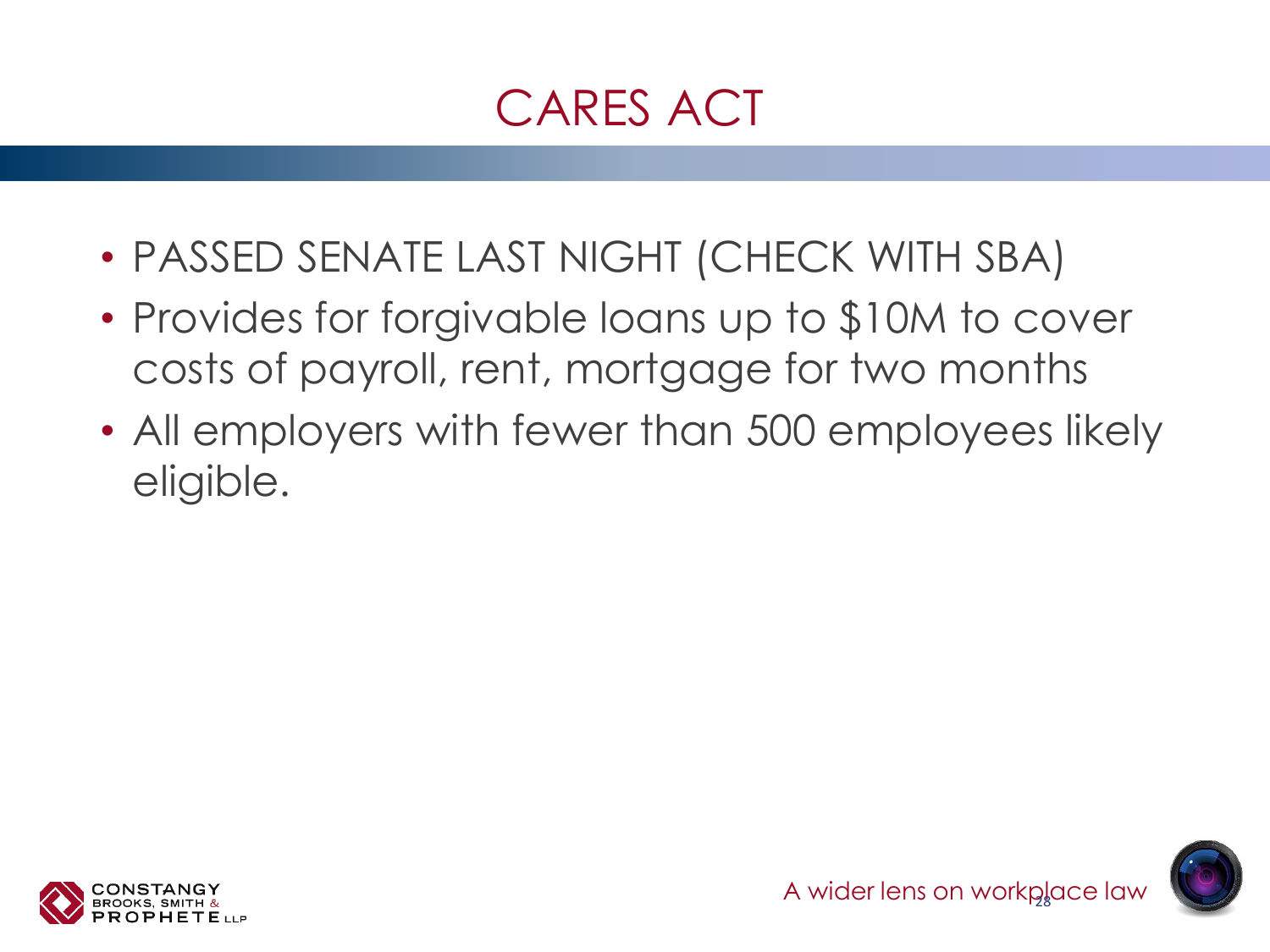# CARES ACT

- PASSED SENATE LAST NIGHT (CHECK WITH SBA)
- Provides for forgivable loans up to $10M to cover costs of payroll, rent, mortgage for two months
- All employers with fewer than 500 employees likely eligible.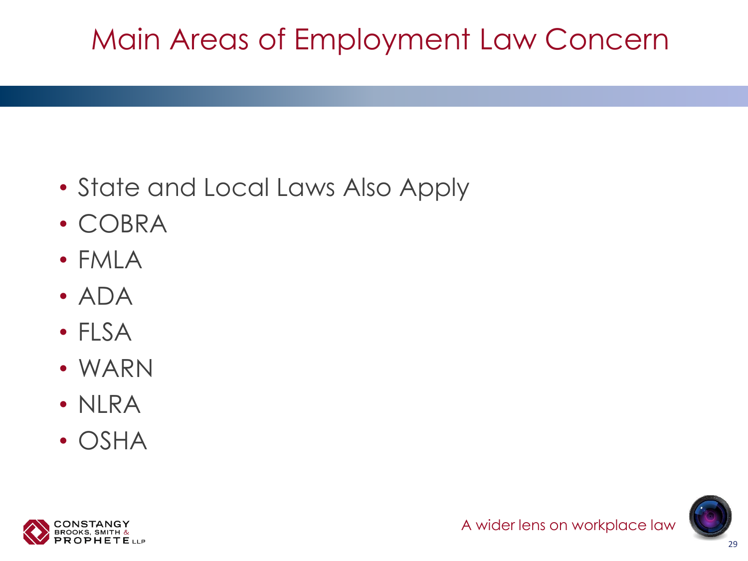# Main Areas of Employment Law Concern

- State and Local Laws Also Apply
- COBRA
- FMLA
- ADA
- FLSA
- WARN
- NLRA
- OSHA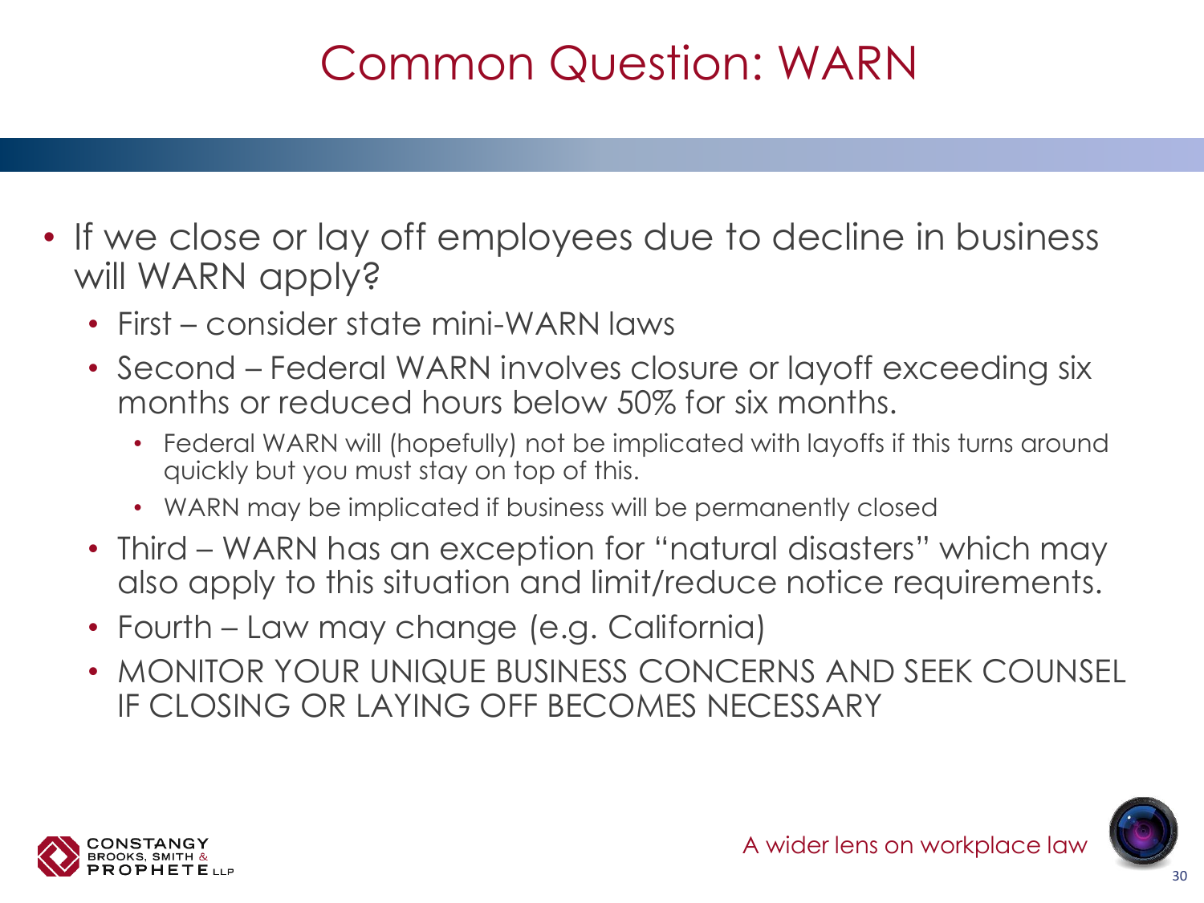# Common Question: WARN

- If we close or lay off employees due to decline in business will WARN apply?
  - First – consider state mini-WARN laws
  - Second – Federal WARN involves closure or layoff exceeding six months or reduced hours below 50% for six months.
    - Federal WARN will (hopefully) not be implicated with layoffs if this turns around quickly but you must stay on top of this.
    - WARN may be implicated if business will be permanently closed
  - Third – WARN has an exception for "natural disasters" which may also apply to this situation and limit/reduce notice requirements.
  - Fourth – Law may change (e.g. California)
  - MONITOR YOUR UNIQUE BUSINESS CONCERNS AND SEEK COUNSEL IF CLOSING OR LAYING OFF BECOMES NECESSARY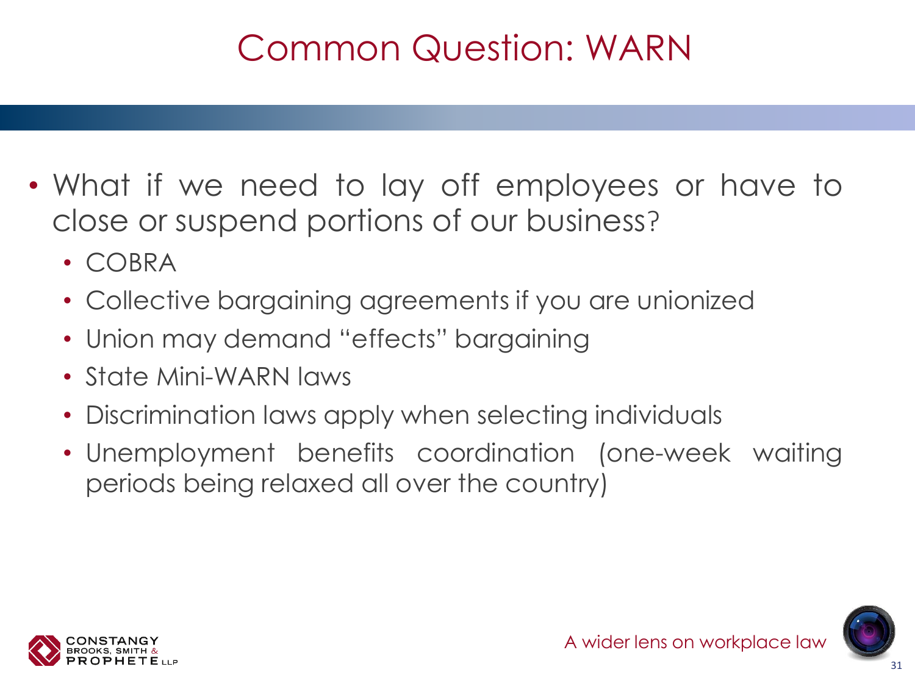# Common Question: WARN

- What if we need to lay off employees or have to close or suspend portions of our business?
  - COBRA
  - Collective bargaining agreements if you are unionized
  - Union may demand "effects" bargaining
  - State Mini-WARN laws
  - Discrimination laws apply when selecting individuals
  - Unemployment benefits coordination (one-week waiting periods being relaxed all over the country)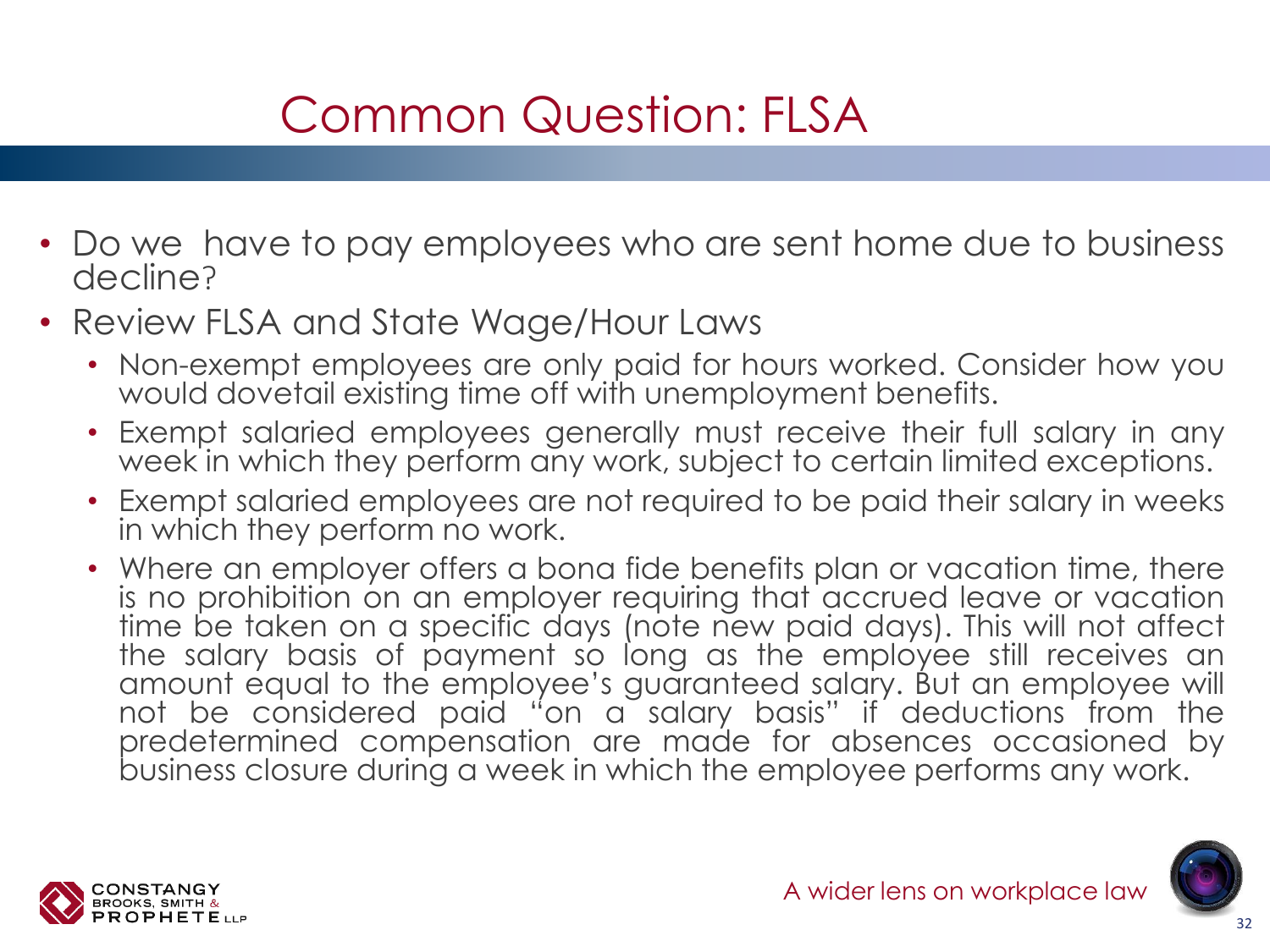# Common Question: FLSA

- Do we have to pay employees who are sent home due to business decline?
- Review FLSA and State Wage/Hour Laws
  - Non-exempt employees are only paid for hours worked. Consider how you would dovetail existing time off with unemployment benefits.
  - Exempt salaried employees generally must receive their full salary in any week in which they perform any work, subject to certain limited exceptions.
  - Exempt salaried employees are not required to be paid their salary in weeks in which they perform no work.
  - Where an employer offers a bona fide benefits plan or vacation time, there is no prohibition on an employer requiring that accrued leave or vacation time be taken on a specific days (note new paid days). This will not affect the salary basis of payment so long as the employee still receives an amount equal to the employee's guaranteed salary. But an employee will not be considered paid "on a salary basis" if deductions from the predetermined compensation are made for absences occasioned by business closure during a week in which the employee performs any work.

CONSTANGY BROOKS, SMITH & PROPHETE LLP

A wider lens on workplace law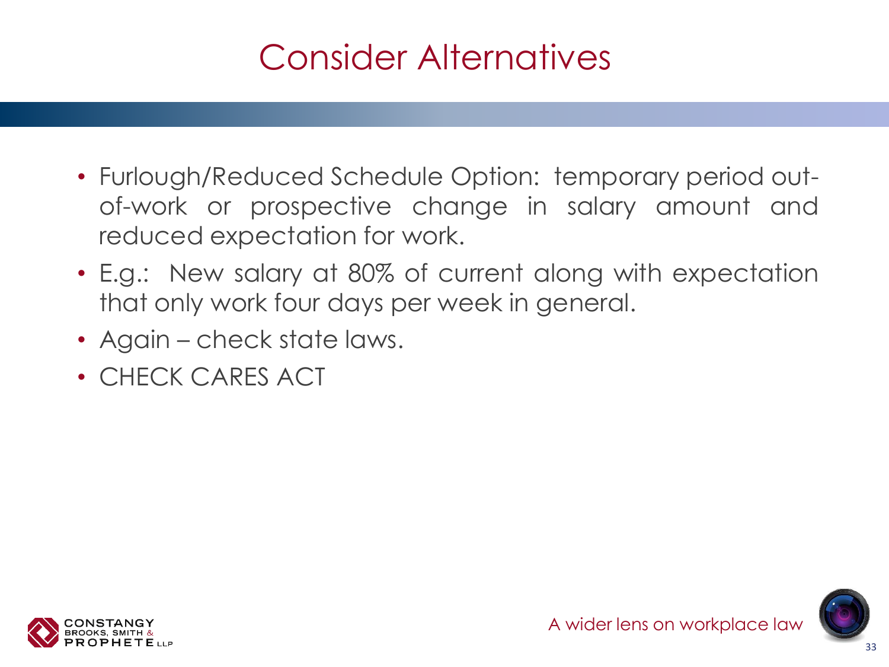# Consider Alternatives

- Furlough/Reduced Schedule Option: temporary period out-of-work or prospective change in salary amount and reduced expectation for work.
- E.g.: New salary at 80% of current along with expectation that only work four days per week in general.
- Again – check state laws.
- CHECK CARES ACT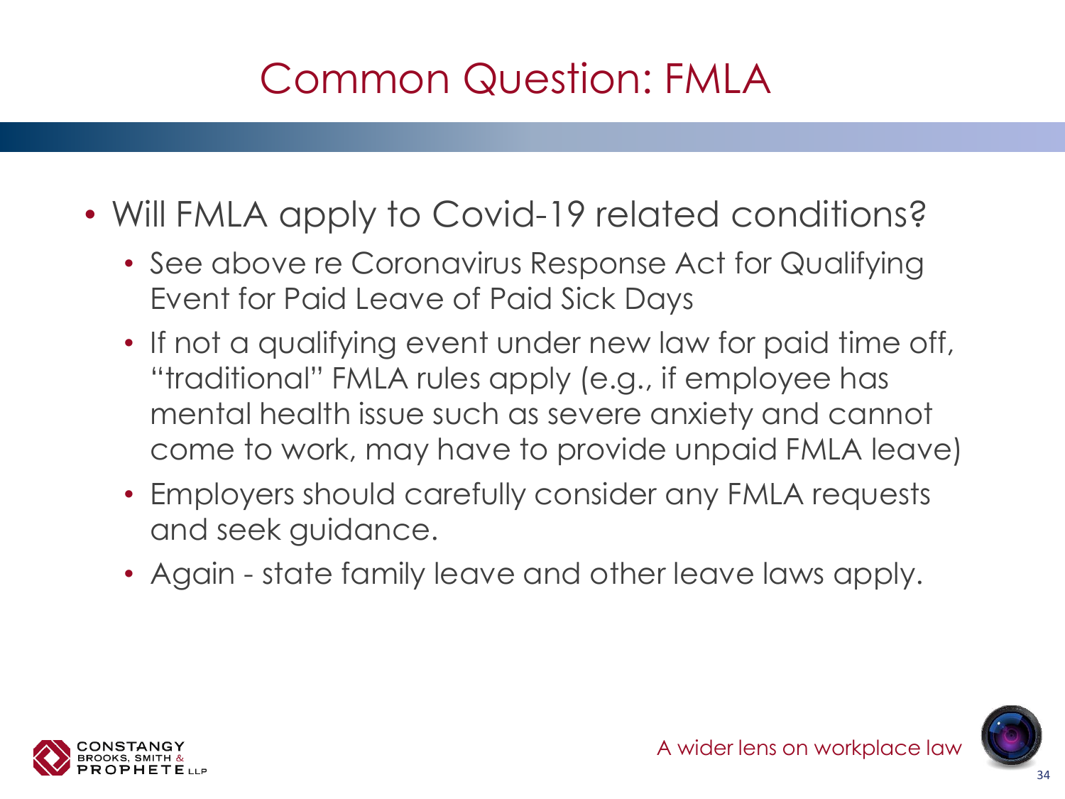# Common Question: FMLA

- Will FMLA apply to Covid-19 related conditions?
  - See above re Coronavirus Response Act for Qualifying Event for Paid Leave of Paid Sick Days
  - If not a qualifying event under new law for paid time off, "traditional" FMLA rules apply (e.g., if employee has mental health issue such as severe anxiety and cannot come to work, may have to provide unpaid FMLA leave)
  - Employers should carefully consider any FMLA requests and seek guidance.
  - Again - state family leave and other leave laws apply.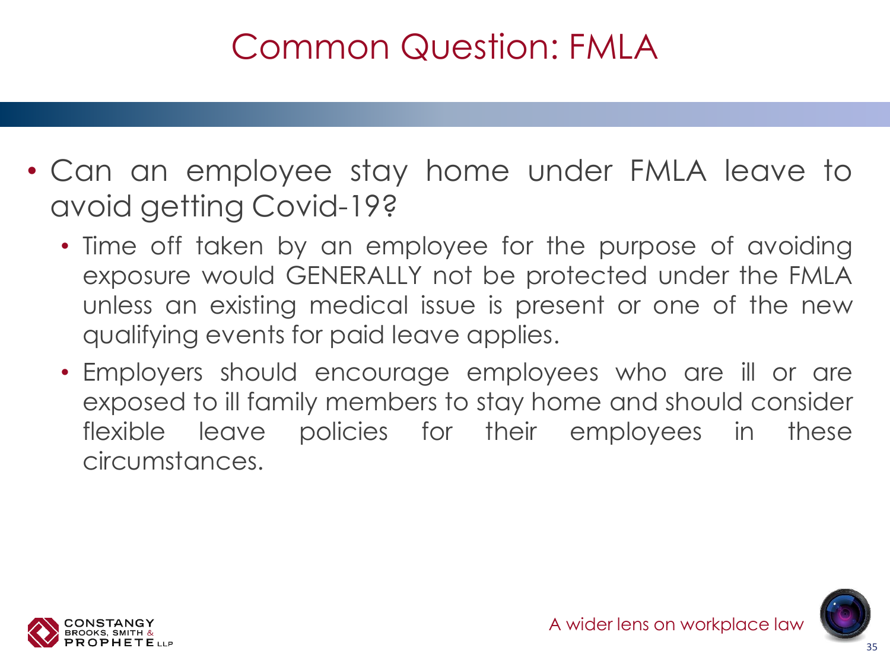# Common Question: FMLA

- Can an employee stay home under FMLA leave to avoid getting Covid-19?
  - Time off taken by an employee for the purpose of avoiding exposure would GENERALLY not be protected under the FMLA unless an existing medical issue is present or one of the new qualifying events for paid leave applies.
  - Employers should encourage employees who are ill or are exposed to ill family members to stay home and should consider flexible leave policies for their employees in these circumstances.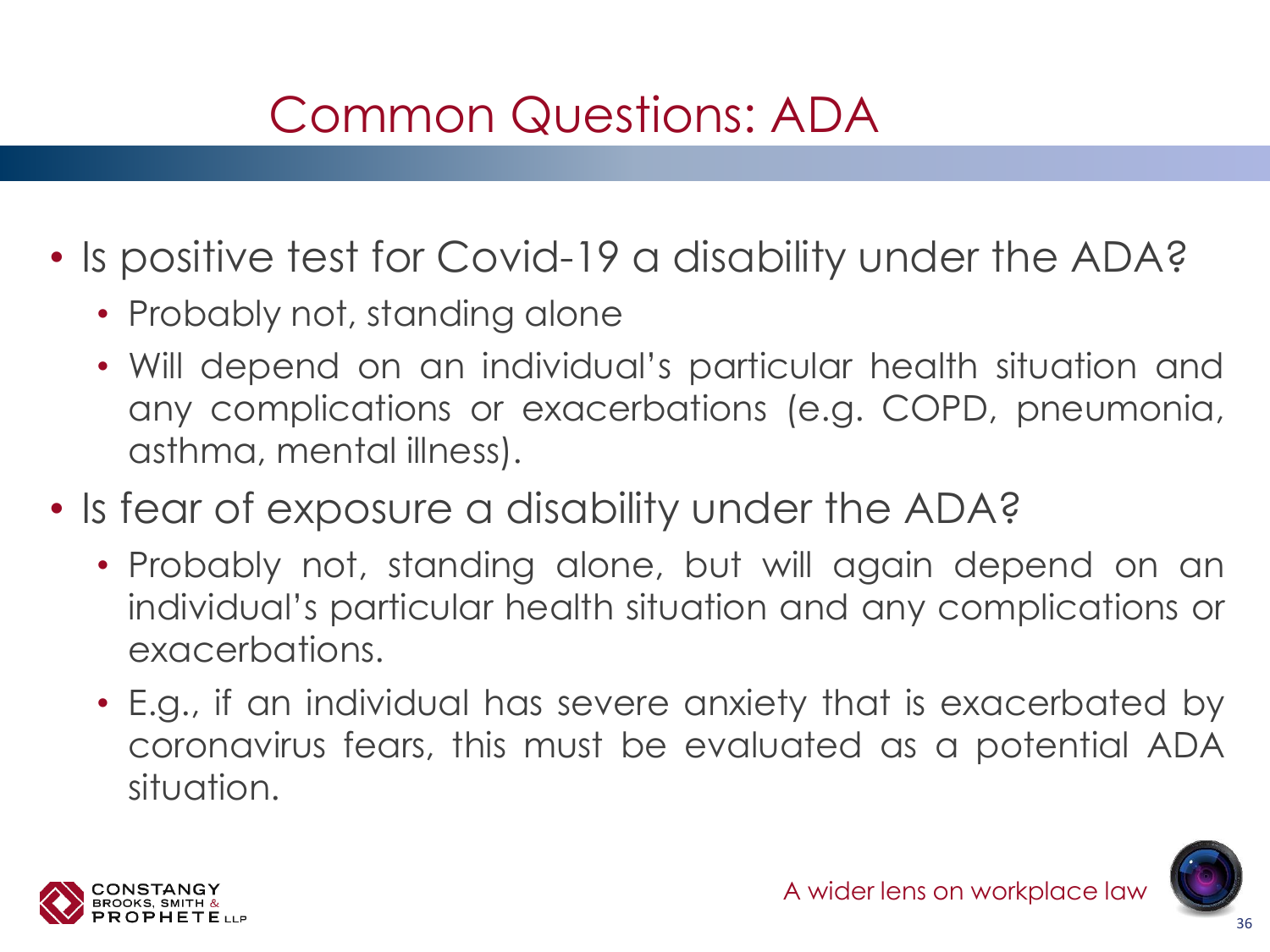# Common Questions: ADA

- Is positive test for Covid-19 a disability under the ADA?
  - Probably not, standing alone
  - Will depend on an individual's particular health situation and any complications or exacerbations (e.g. COPD, pneumonia, asthma, mental illness).
- Is fear of exposure a disability under the ADA?
  - Probably not, standing alone, but will again depend on an individual's particular health situation and any complications or exacerbations.
  - E.g., if an individual has severe anxiety that is exacerbated by coronavirus fears, this must be evaluated as a potential ADA situation.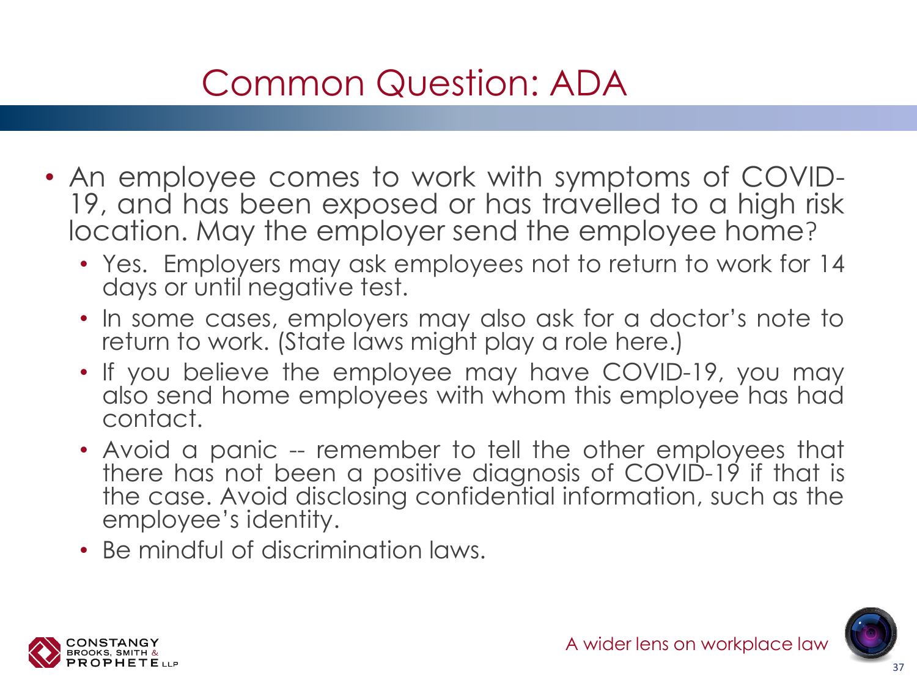# Common Question: ADA

- An employee comes to work with symptoms of COVID-19, and has been exposed or has travelled to a high risk location. May the employer send the employee home?
  - Yes. Employers may ask employees not to return to work for 14 days or until negative test.
  - In some cases, employers may also ask for a doctor's note to return to work. (State laws might play a role here.)
  - If you believe the employee may have COVID-19, you may also send home employees with whom this employee has had contact.
  - Avoid a panic -- remember to tell the other employees that there has not been a positive diagnosis of COVID-19 if that is the case. Avoid disclosing confidential information, such as the employee's identity.
  - Be mindful of discrimination laws.

CONSTANGY BROOKS, SMITH & PROPHETE LLP

A wider lens on workplace law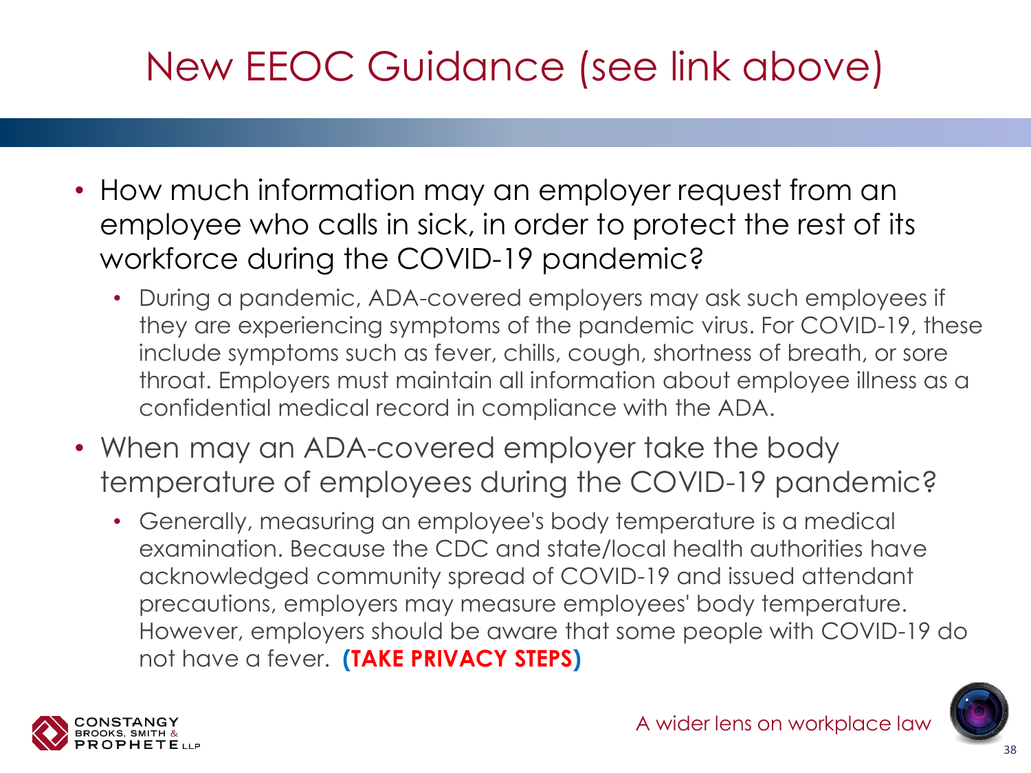# New EEOC Guidance (see link above)

- How much information may an employer request from an employee who calls in sick, in order to protect the rest of its workforce during the COVID-19 pandemic?
  - During a pandemic, ADA-covered employers may ask such employees if they are experiencing symptoms of the pandemic virus. For COVID-19, these include symptoms such as fever, chills, cough, shortness of breath, or sore throat. Employers must maintain all information about employee illness as a confidential medical record in compliance with the ADA.
- When may an ADA-covered employer take the body temperature of employees during the COVID-19 pandemic?
  - Generally, measuring an employee's body temperature is a medical examination. Because the CDC and state/local health authorities have acknowledged community spread of COVID-19 and issued attendant precautions, employers may measure employees' body temperature. However, employers should be aware that some people with COVID-19 do not have a fever. **(TAKE PRIVACY STEPS)**

CONSTANGY BROOKS, SMITH & PROPHETE LLP

A wider lens on workplace law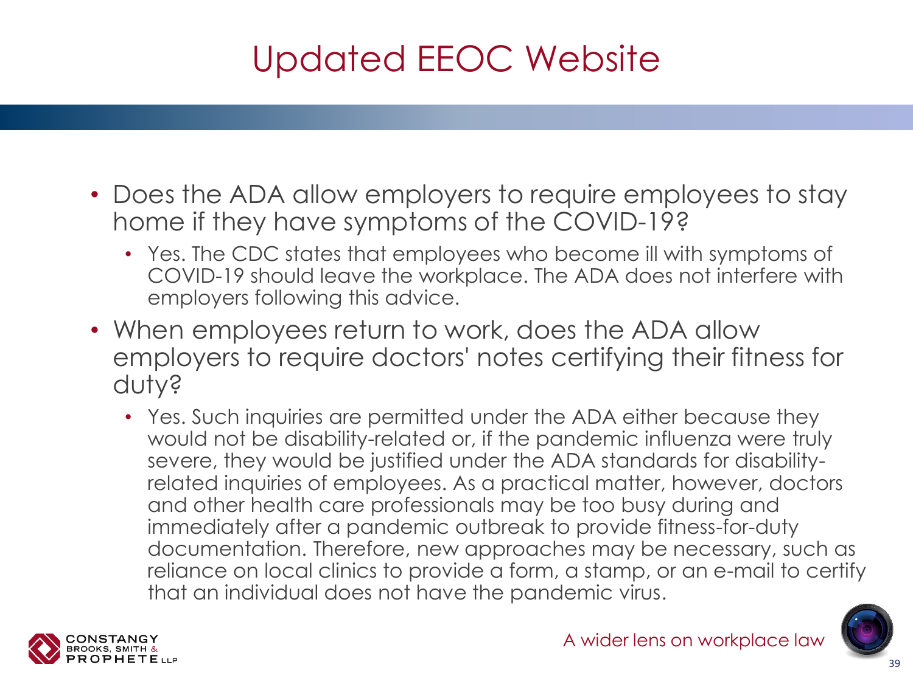# Updated EEOC Website

- Does the ADA allow employers to require employees to stay home if they have symptoms of the COVID-19?
  - Yes. The CDC states that employees who become ill with symptoms of COVID-19 should leave the workplace. The ADA does not interfere with employers following this advice.
- When employees return to work, does the ADA allow employers to require doctors' notes certifying their fitness for duty?
  - Yes. Such inquiries are permitted under the ADA either because they would not be disability-related or, if the pandemic influenza were truly severe, they would be justified under the ADA standards for disability-related inquiries of employees. As a practical matter, however, doctors and other health care professionals may be too busy during and immediately after a pandemic outbreak to provide fitness-for-duty documentation. Therefore, new approaches may be necessary, such as reliance on local clinics to provide a form, a stamp, or an e-mail to certify that an individual does not have the pandemic virus.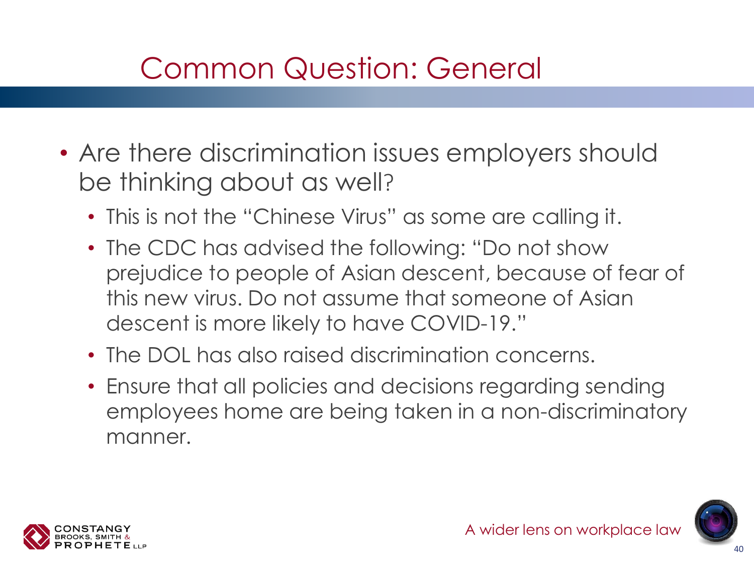# Common Question: General

- Are there discrimination issues employers should be thinking about as well?
  - This is not the "Chinese Virus" as some are calling it.
  - The CDC has advised the following: "Do not show prejudice to people of Asian descent, because of fear of this new virus. Do not assume that someone of Asian descent is more likely to have COVID-19."
  - The DOL has also raised discrimination concerns.
  - Ensure that all policies and decisions regarding sending employees home are being taken in a non-discriminatory manner.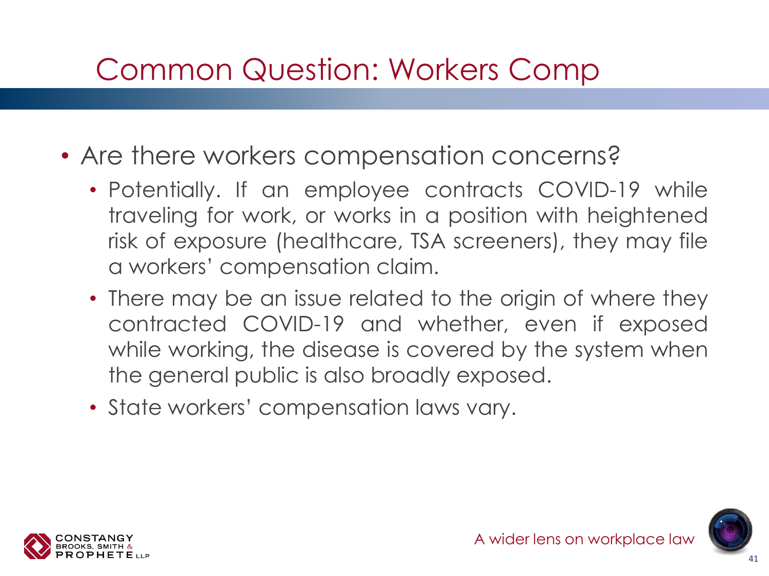# Common Question: Workers Comp

- Are there workers compensation concerns?
  - Potentially. If an employee contracts COVID-19 while traveling for work, or works in a position with heightened risk of exposure (healthcare, TSA screeners), they may file a workers' compensation claim.
  - There may be an issue related to the origin of where they contracted COVID-19 and whether, even if exposed while working, the disease is covered by the system when the general public is also broadly exposed.
  - State workers' compensation laws vary.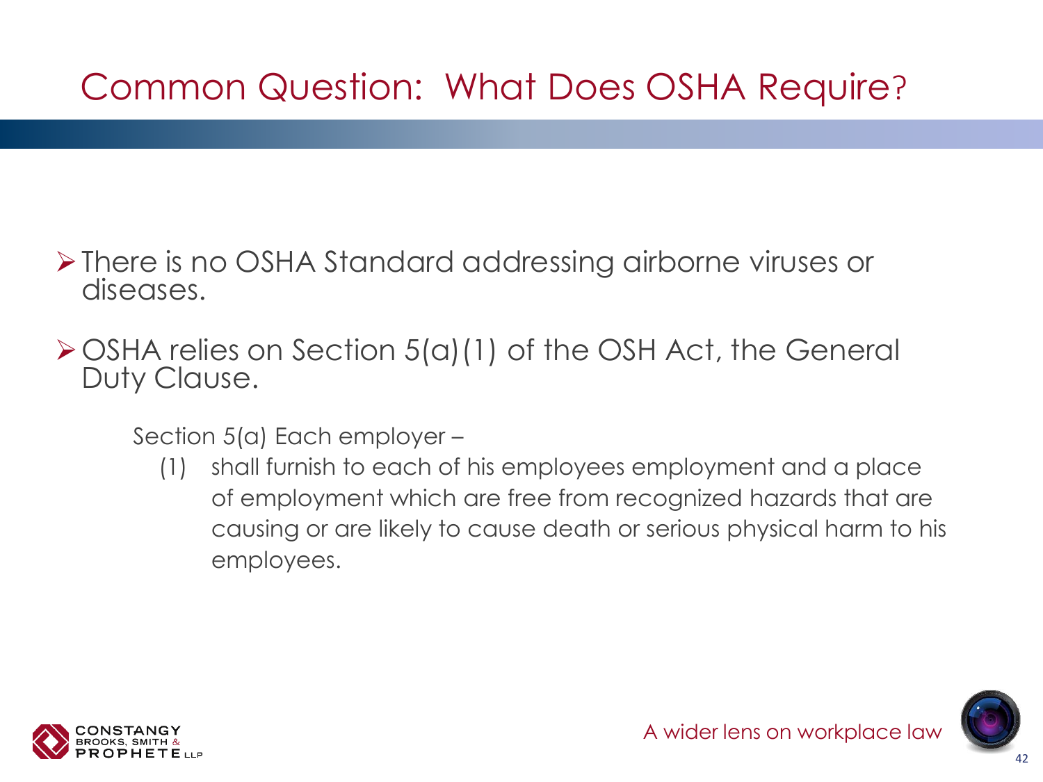# Common Question: What Does OSHA Require?

- There is no OSHA Standard addressing airborne viruses or diseases.
- OSHA relies on Section 5(a)(1) of the OSH Act, the General Duty Clause.

  Section 5(a) Each employer –

  (1) shall furnish to each of his employees employment and a place of employment which are free from recognized hazards that are causing or are likely to cause death or serious physical harm to his employees.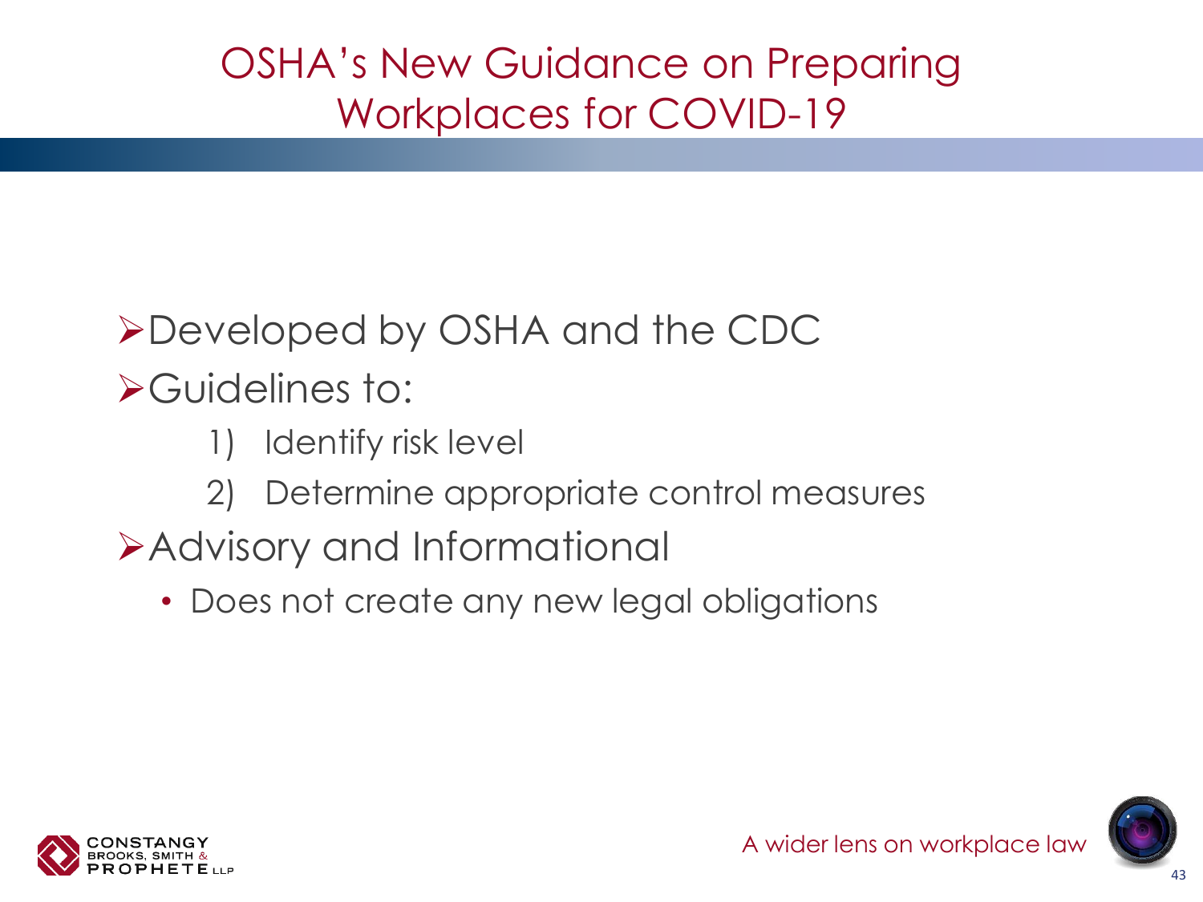# OSHA's New Guidance on Preparing Workplaces for COVID-19

- Developed by OSHA and the CDC
- Guidelines to:
  1) Identify risk level
  2) Determine appropriate control measures
- Advisory and Informational
  - Does not create any new legal obligations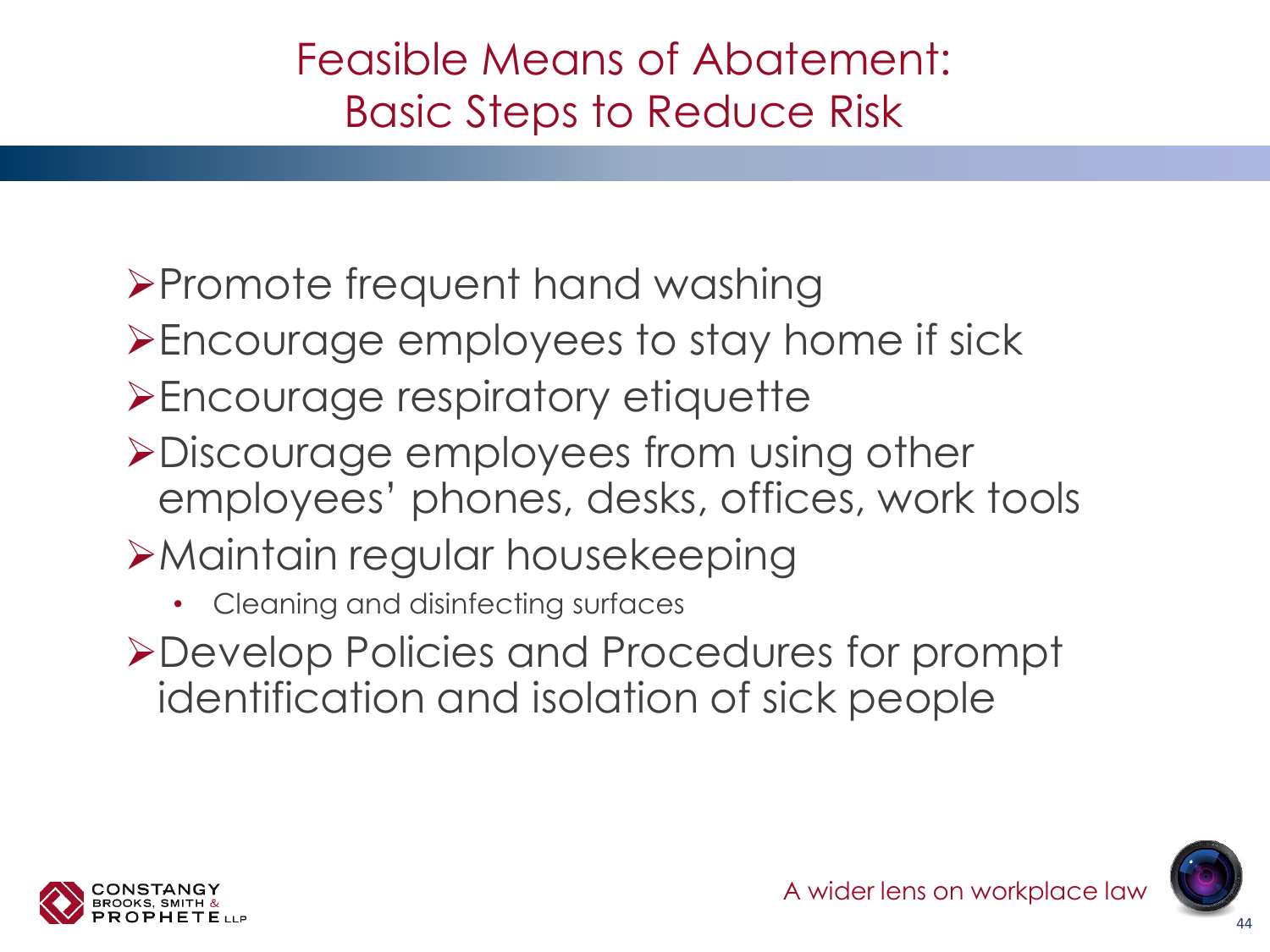# Feasible Means of Abatement: Basic Steps to Reduce Risk

- Promote frequent hand washing
- Encourage employees to stay home if sick
- Encourage respiratory etiquette
- Discourage employees from using other employees' phones, desks, offices, work tools
- Maintain regular housekeeping
  - Cleaning and disinfecting surfaces
- Develop Policies and Procedures for prompt identification and isolation of sick people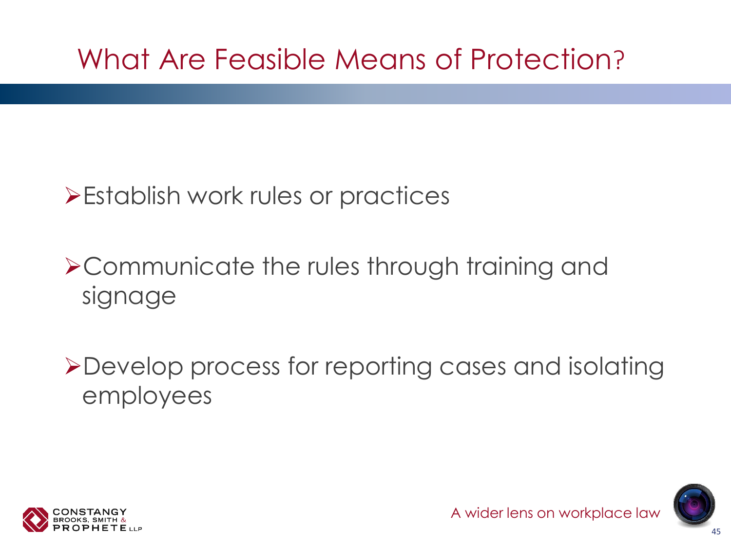# What Are Feasible Means of Protection?

- Establish work rules or practices
- Communicate the rules through training and signage
- Develop process for reporting cases and isolating employees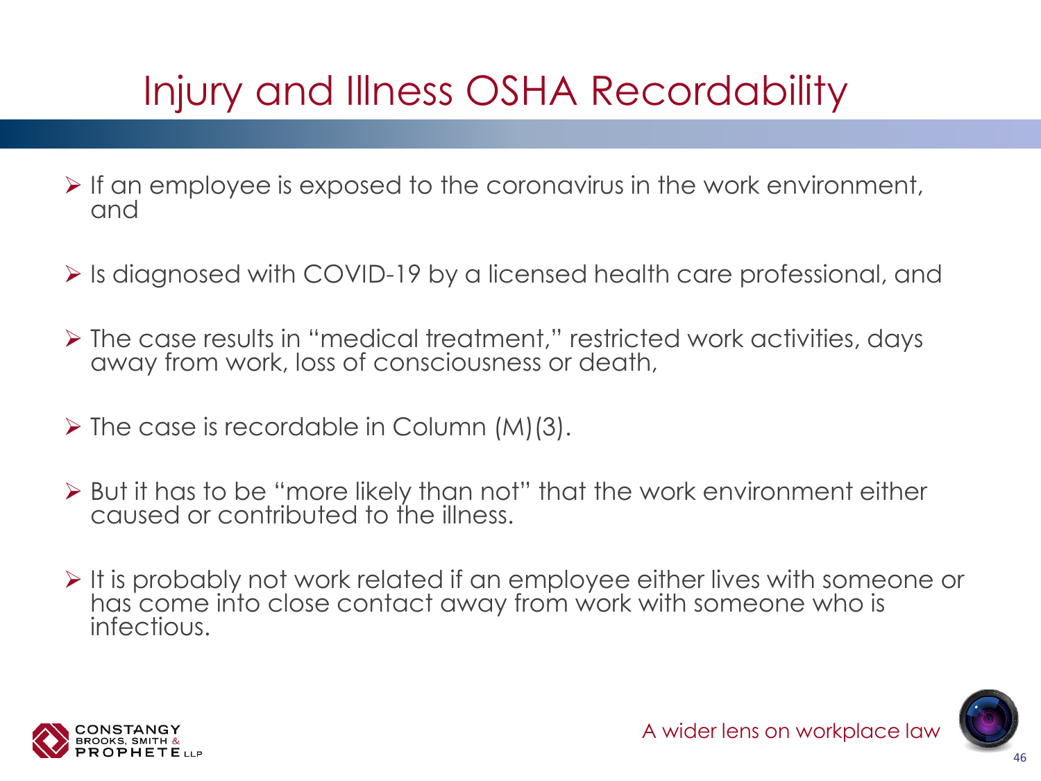# Injury and Illness OSHA Recordability

- If an employee is exposed to the coronavirus in the work environment, and
- Is diagnosed with COVID-19 by a licensed health care professional, and
- The case results in "medical treatment," restricted work activities, days away from work, loss of consciousness or death,
- The case is recordable in Column (M)(3).
- But it has to be "more likely than not" that the work environment either caused or contributed to the illness.
- It is probably not work related if an employee either lives with someone or has come into close contact away from work with someone who is infectious.

A wider lens on workplace law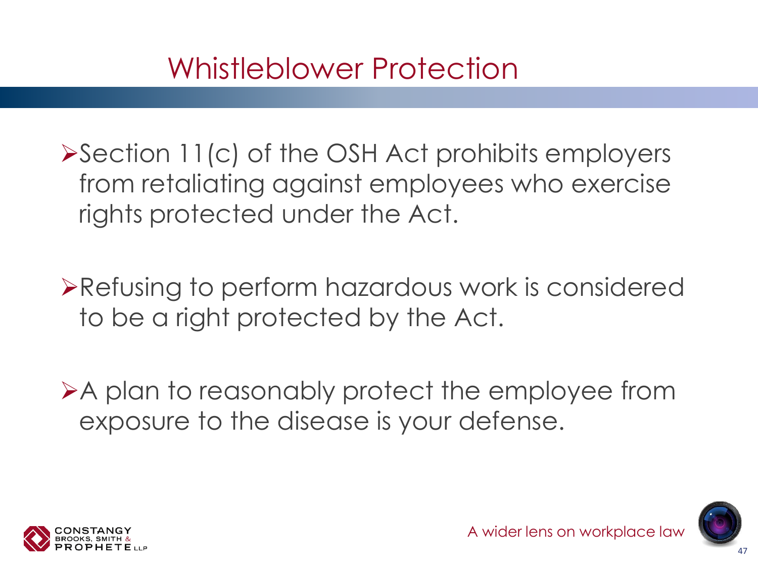# Whistleblower Protection

- Section 11(c) of the OSH Act prohibits employers from retaliating against employees who exercise rights protected under the Act.
- Refusing to perform hazardous work is considered to be a right protected by the Act.
- A plan to reasonably protect the employee from exposure to the disease is your defense.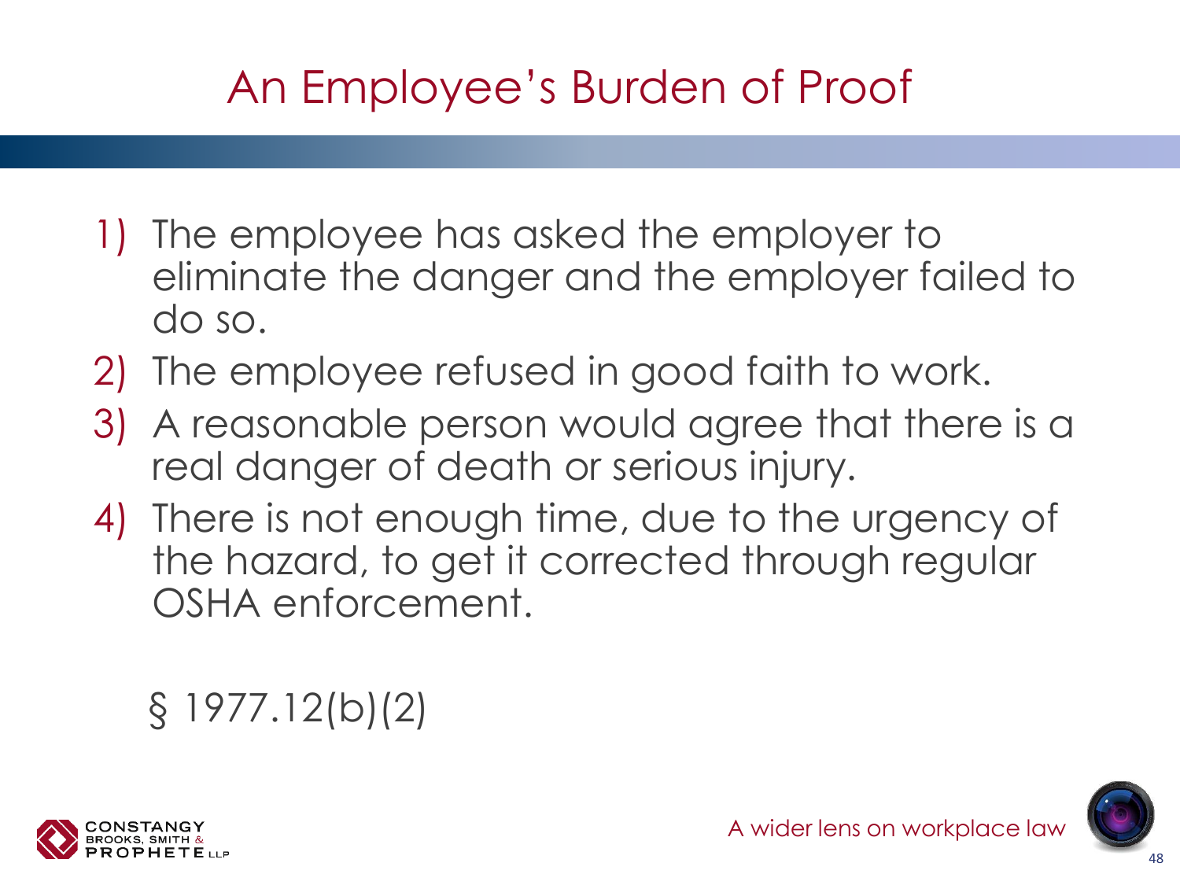# An Employee's Burden of Proof

1) The employee has asked the employer to eliminate the danger and the employer failed to do so.
2) The employee refused in good faith to work.
3) A reasonable person would agree that there is a real danger of death or serious injury.
4) There is not enough time, due to the urgency of the hazard, to get it corrected through regular OSHA enforcement.

§ 1977.12(b)(2)